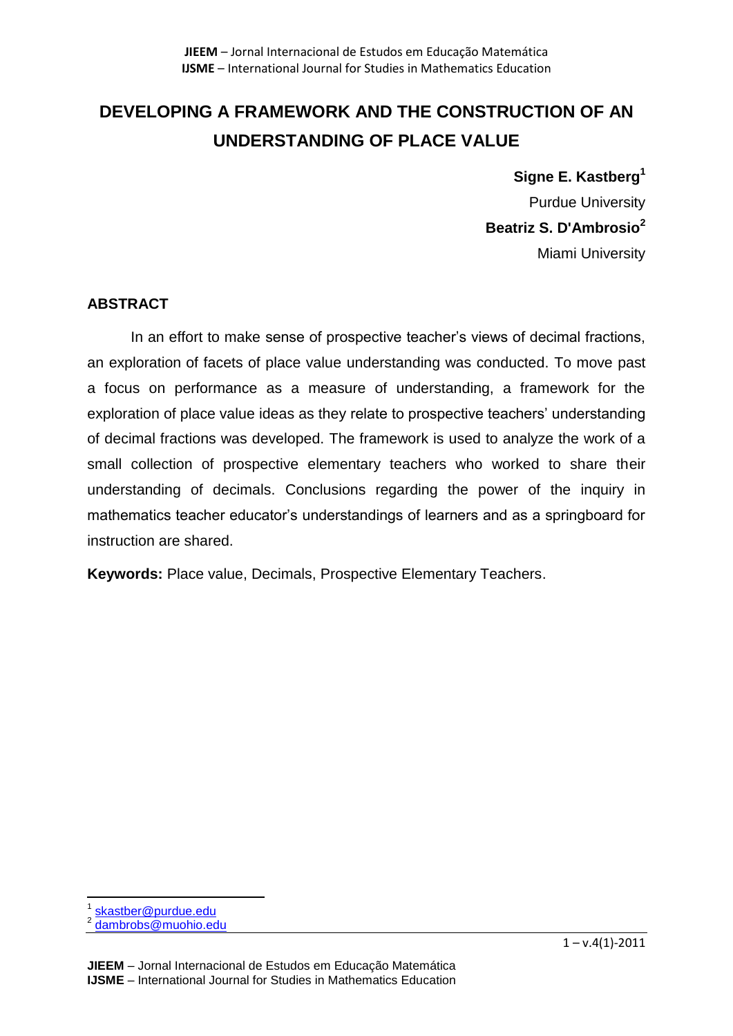# DEVELOPING A FRAMEWORK AND THE CONSTRUCTION OF AN UNDERSTANDING OF PLACE VALUE

**Signe E. Kastberg**[1]
Purdue University
**Beatriz S. D'Ambrosio**[2]
Miami University

## ABSTRACT

In an effort to make sense of prospective teacher's views of decimal fractions, an exploration of facets of place value understanding was conducted. To move past a focus on performance as a measure of understanding, a framework for the exploration of place value ideas as they relate to prospective teachers' understanding of decimal fractions was developed. The framework is used to analyze the work of a small collection of prospective elementary teachers who worked to share their understanding of decimals. Conclusions regarding the power of the inquiry in mathematics teacher educator's understandings of learners and as a springboard for instruction are shared.

**Keywords:** Place value, Decimals, Prospective Elementary Teachers.

[1] skastber@purdue.edu
[2] dambrobs@muohio.edu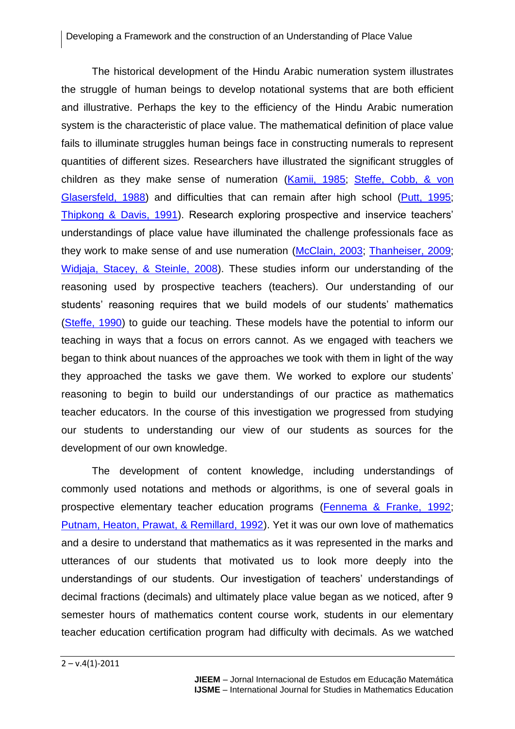The historical development of the Hindu Arabic numeration system illustrates the struggle of human beings to develop notational systems that are both efficient and illustrative. Perhaps the key to the efficiency of the Hindu Arabic numeration system is the characteristic of place value. The mathematical definition of place value fails to illuminate struggles human beings face in constructing numerals to represent quantities of different sizes. Researchers have illustrated the significant struggles of children as they make sense of numeration (Kamii, 1985; Steffe, Cobb, & von Glasersfeld, 1988) and difficulties that can remain after high school (Putt, 1995; Thipkong & Davis, 1991). Research exploring prospective and inservice teachers' understandings of place value have illuminated the challenge professionals face as they work to make sense of and use numeration (McClain, 2003; Thanheiser, 2009; Widjaja, Stacey, & Steinle, 2008). These studies inform our understanding of the reasoning used by prospective teachers (teachers). Our understanding of our students' reasoning requires that we build models of our students' mathematics (Steffe, 1990) to guide our teaching. These models have the potential to inform our teaching in ways that a focus on errors cannot. As we engaged with teachers we began to think about nuances of the approaches we took with them in light of the way they approached the tasks we gave them. We worked to explore our students' reasoning to begin to build our understandings of our practice as mathematics teacher educators. In the course of this investigation we progressed from studying our students to understanding our view of our students as sources for the development of our own knowledge.

The development of content knowledge, including understandings of commonly used notations and methods or algorithms, is one of several goals in prospective elementary teacher education programs (Fennema & Franke, 1992; Putnam, Heaton, Prawat, & Remillard, 1992). Yet it was our own love of mathematics and a desire to understand that mathematics as it was represented in the marks and utterances of our students that motivated us to look more deeply into the understandings of our students. Our investigation of teachers' understandings of decimal fractions (decimals) and ultimately place value began as we noticed, after 9 semester hours of mathematics content course work, students in our elementary teacher education certification program had difficulty with decimals. As we watched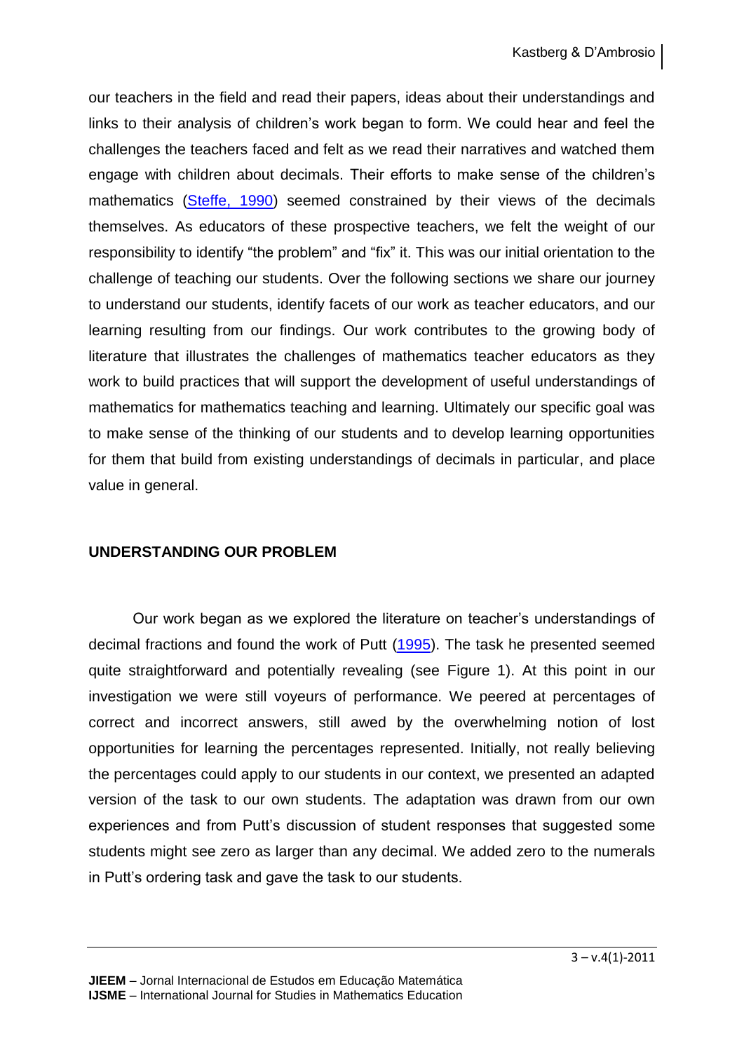our teachers in the field and read their papers, ideas about their understandings and links to their analysis of children's work began to form. We could hear and feel the challenges the teachers faced and felt as we read their narratives and watched them engage with children about decimals. Their efforts to make sense of the children's mathematics (Steffe, 1990) seemed constrained by their views of the decimals themselves. As educators of these prospective teachers, we felt the weight of our responsibility to identify "the problem" and "fix" it. This was our initial orientation to the challenge of teaching our students. Over the following sections we share our journey to understand our students, identify facets of our work as teacher educators, and our learning resulting from our findings. Our work contributes to the growing body of literature that illustrates the challenges of mathematics teacher educators as they work to build practices that will support the development of useful understandings of mathematics for mathematics teaching and learning. Ultimately our specific goal was to make sense of the thinking of our students and to develop learning opportunities for them that build from existing understandings of decimals in particular, and place value in general.

## UNDERSTANDING OUR PROBLEM

Our work began as we explored the literature on teacher's understandings of decimal fractions and found the work of Putt (1995). The task he presented seemed quite straightforward and potentially revealing (see Figure 1). At this point in our investigation we were still voyeurs of performance. We peered at percentages of correct and incorrect answers, still awed by the overwhelming notion of lost opportunities for learning the percentages represented. Initially, not really believing the percentages could apply to our students in our context, we presented an adapted version of the task to our own students. The adaptation was drawn from our own experiences and from Putt's discussion of student responses that suggested some students might see zero as larger than any decimal. We added zero to the numerals in Putt's ordering task and gave the task to our students.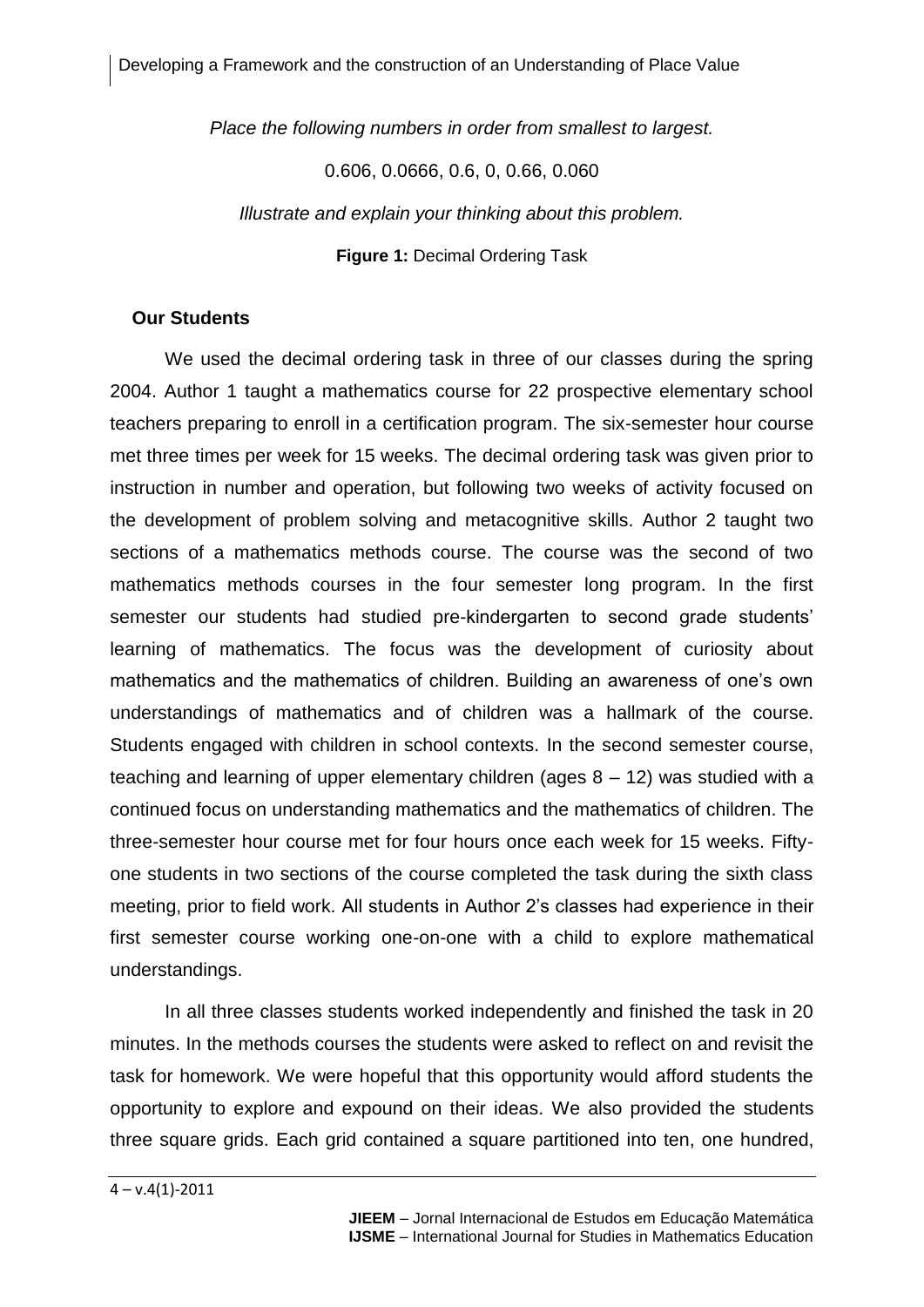*Place the following numbers in order from smallest to largest.*

0.606, 0.0666, 0.6, 0, 0.66, 0.060

*Illustrate and explain your thinking about this problem.*

**Figure 1:** Decimal Ordering Task

## Our Students

We used the decimal ordering task in three of our classes during the spring 2004. Author 1 taught a mathematics course for 22 prospective elementary school teachers preparing to enroll in a certification program. The six-semester hour course met three times per week for 15 weeks. The decimal ordering task was given prior to instruction in number and operation, but following two weeks of activity focused on the development of problem solving and metacognitive skills. Author 2 taught two sections of a mathematics methods course. The course was the second of two mathematics methods courses in the four semester long program. In the first semester our students had studied pre-kindergarten to second grade students' learning of mathematics. The focus was the development of curiosity about mathematics and the mathematics of children. Building an awareness of one's own understandings of mathematics and of children was a hallmark of the course. Students engaged with children in school contexts. In the second semester course, teaching and learning of upper elementary children (ages 8 – 12) was studied with a continued focus on understanding mathematics and the mathematics of children. The three-semester hour course met for four hours once each week for 15 weeks. Fifty-one students in two sections of the course completed the task during the sixth class meeting, prior to field work. All students in Author 2's classes had experience in their first semester course working one-on-one with a child to explore mathematical understandings.

In all three classes students worked independently and finished the task in 20 minutes. In the methods courses the students were asked to reflect on and revisit the task for homework. We were hopeful that this opportunity would afford students the opportunity to explore and expound on their ideas. We also provided the students three square grids. Each grid contained a square partitioned into ten, one hundred,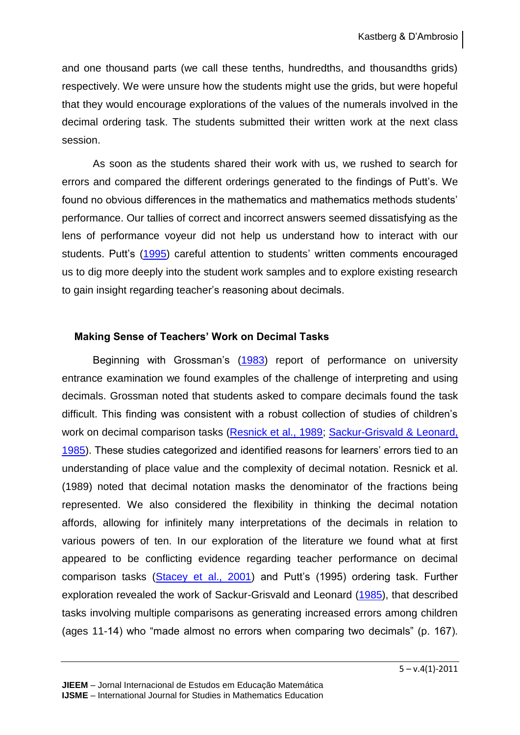and one thousand parts (we call these tenths, hundredths, and thousandths grids) respectively. We were unsure how the students might use the grids, but were hopeful that they would encourage explorations of the values of the numerals involved in the decimal ordering task. The students submitted their written work at the next class session.

As soon as the students shared their work with us, we rushed to search for errors and compared the different orderings generated to the findings of Putt's. We found no obvious differences in the mathematics and mathematics methods students' performance. Our tallies of correct and incorrect answers seemed dissatisfying as the lens of performance voyeur did not help us understand how to interact with our students. Putt's (1995) careful attention to students' written comments encouraged us to dig more deeply into the student work samples and to explore existing research to gain insight regarding teacher's reasoning about decimals.

## Making Sense of Teachers' Work on Decimal Tasks

Beginning with Grossman's (1983) report of performance on university entrance examination we found examples of the challenge of interpreting and using decimals. Grossman noted that students asked to compare decimals found the task difficult. This finding was consistent with a robust collection of studies of children's work on decimal comparison tasks (Resnick et al., 1989; Sackur-Grisvald & Leonard, 1985). These studies categorized and identified reasons for learners' errors tied to an understanding of place value and the complexity of decimal notation. Resnick et al. (1989) noted that decimal notation masks the denominator of the fractions being represented. We also considered the flexibility in thinking the decimal notation affords, allowing for infinitely many interpretations of the decimals in relation to various powers of ten. In our exploration of the literature we found what at first appeared to be conflicting evidence regarding teacher performance on decimal comparison tasks (Stacey et al., 2001) and Putt's (1995) ordering task. Further exploration revealed the work of Sackur-Grisvald and Leonard (1985), that described tasks involving multiple comparisons as generating increased errors among children (ages 11-14) who "made almost no errors when comparing two decimals" (p. 167).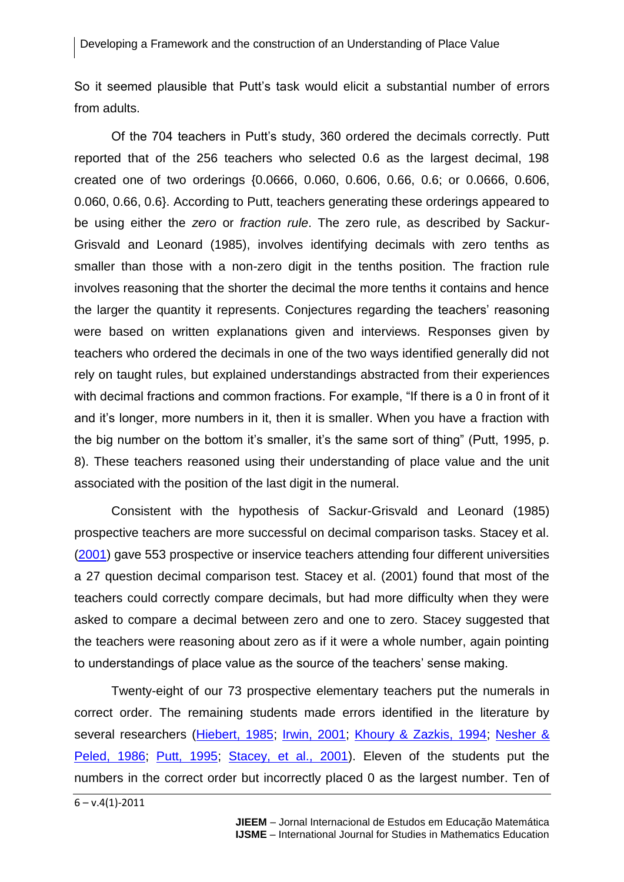So it seemed plausible that Putt's task would elicit a substantial number of errors from adults.

Of the 704 teachers in Putt's study, 360 ordered the decimals correctly. Putt reported that of the 256 teachers who selected 0.6 as the largest decimal, 198 created one of two orderings {0.0666, 0.060, 0.606, 0.66, 0.6; or 0.0666, 0.606, 0.060, 0.66, 0.6}. According to Putt, teachers generating these orderings appeared to be using either the *zero* or *fraction rule*. The zero rule, as described by Sackur-Grisvald and Leonard (1985), involves identifying decimals with zero tenths as smaller than those with a non-zero digit in the tenths position. The fraction rule involves reasoning that the shorter the decimal the more tenths it contains and hence the larger the quantity it represents. Conjectures regarding the teachers' reasoning were based on written explanations given and interviews. Responses given by teachers who ordered the decimals in one of the two ways identified generally did not rely on taught rules, but explained understandings abstracted from their experiences with decimal fractions and common fractions. For example, "If there is a 0 in front of it and it's longer, more numbers in it, then it is smaller. When you have a fraction with the big number on the bottom it's smaller, it's the same sort of thing" (Putt, 1995, p. 8). These teachers reasoned using their understanding of place value and the unit associated with the position of the last digit in the numeral.

Consistent with the hypothesis of Sackur-Grisvald and Leonard (1985) prospective teachers are more successful on decimal comparison tasks. Stacey et al. (2001) gave 553 prospective or inservice teachers attending four different universities a 27 question decimal comparison test. Stacey et al. (2001) found that most of the teachers could correctly compare decimals, but had more difficulty when they were asked to compare a decimal between zero and one to zero. Stacey suggested that the teachers were reasoning about zero as if it were a whole number, again pointing to understandings of place value as the source of the teachers' sense making.

Twenty-eight of our 73 prospective elementary teachers put the numerals in correct order. The remaining students made errors identified in the literature by several researchers (Hiebert, 1985; Irwin, 2001; Khoury & Zazkis, 1994; Nesher & Peled, 1986; Putt, 1995; Stacey, et al., 2001). Eleven of the students put the numbers in the correct order but incorrectly placed 0 as the largest number. Ten of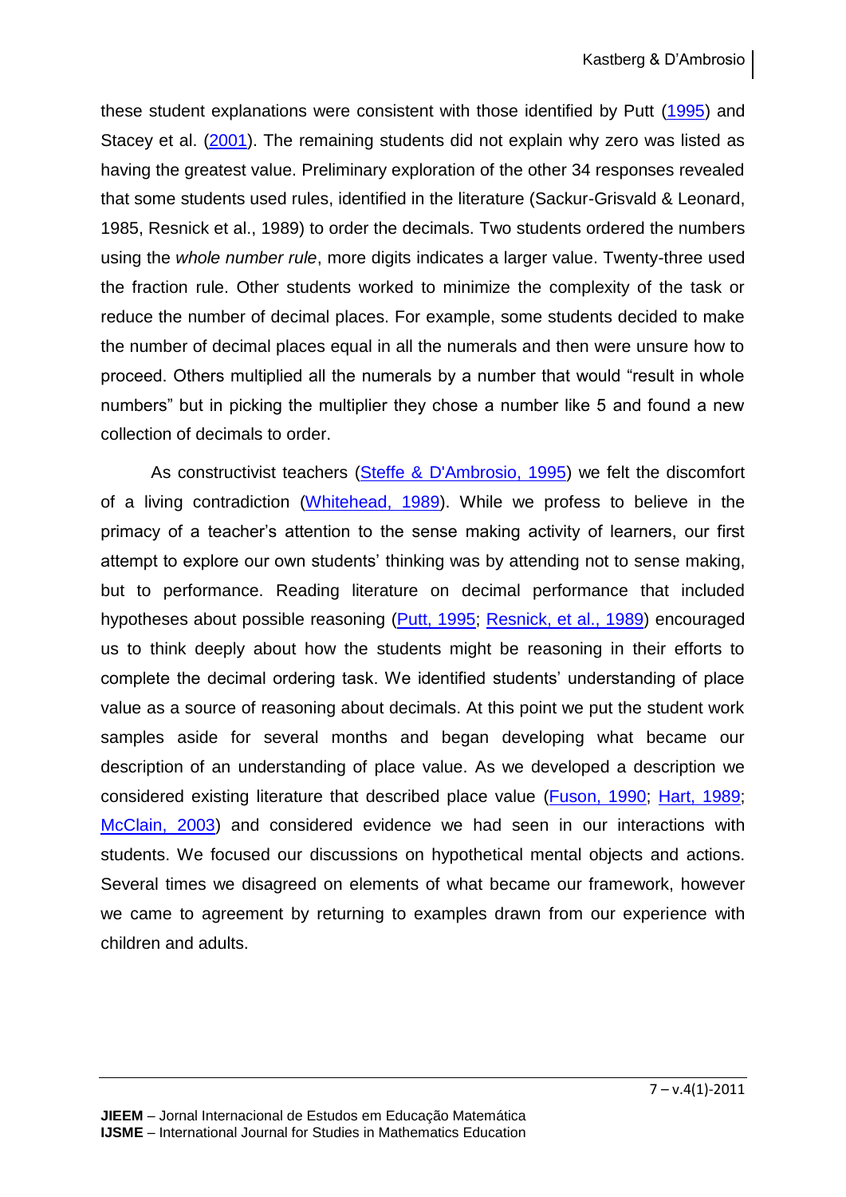these student explanations were consistent with those identified by Putt (1995) and Stacey et al. (2001). The remaining students did not explain why zero was listed as having the greatest value. Preliminary exploration of the other 34 responses revealed that some students used rules, identified in the literature (Sackur-Grisvald & Leonard, 1985, Resnick et al., 1989) to order the decimals. Two students ordered the numbers using the *whole number rule*, more digits indicates a larger value. Twenty-three used the fraction rule. Other students worked to minimize the complexity of the task or reduce the number of decimal places. For example, some students decided to make the number of decimal places equal in all the numerals and then were unsure how to proceed. Others multiplied all the numerals by a number that would "result in whole numbers" but in picking the multiplier they chose a number like 5 and found a new collection of decimals to order.

As constructivist teachers (Steffe & D'Ambrosio, 1995) we felt the discomfort of a living contradiction (Whitehead, 1989). While we profess to believe in the primacy of a teacher's attention to the sense making activity of learners, our first attempt to explore our own students' thinking was by attending not to sense making, but to performance. Reading literature on decimal performance that included hypotheses about possible reasoning (Putt, 1995; Resnick, et al., 1989) encouraged us to think deeply about how the students might be reasoning in their efforts to complete the decimal ordering task. We identified students' understanding of place value as a source of reasoning about decimals. At this point we put the student work samples aside for several months and began developing what became our description of an understanding of place value. As we developed a description we considered existing literature that described place value (Fuson, 1990; Hart, 1989; McClain, 2003) and considered evidence we had seen in our interactions with students. We focused our discussions on hypothetical mental objects and actions. Several times we disagreed on elements of what became our framework, however we came to agreement by returning to examples drawn from our experience with children and adults.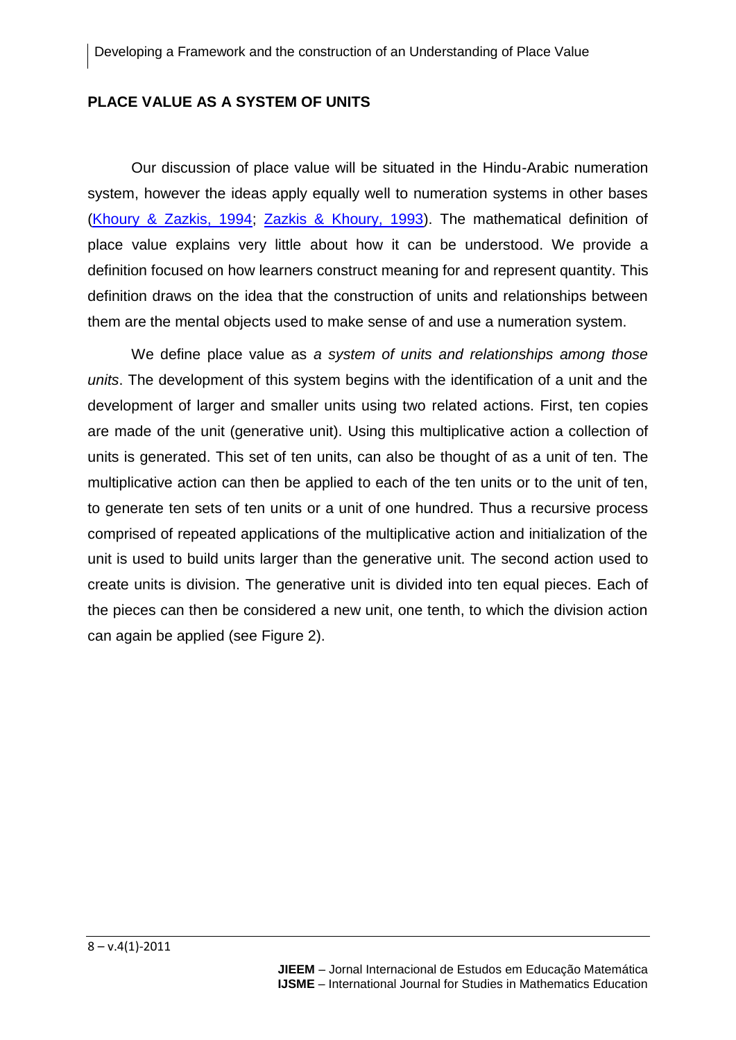## PLACE VALUE AS A SYSTEM OF UNITS

Our discussion of place value will be situated in the Hindu-Arabic numeration system, however the ideas apply equally well to numeration systems in other bases (Khoury & Zazkis, 1994; Zazkis & Khoury, 1993). The mathematical definition of place value explains very little about how it can be understood. We provide a definition focused on how learners construct meaning for and represent quantity. This definition draws on the idea that the construction of units and relationships between them are the mental objects used to make sense of and use a numeration system.

We define place value as *a system of units and relationships among those units*. The development of this system begins with the identification of a unit and the development of larger and smaller units using two related actions. First, ten copies are made of the unit (generative unit). Using this multiplicative action a collection of units is generated. This set of ten units, can also be thought of as a unit of ten. The multiplicative action can then be applied to each of the ten units or to the unit of ten, to generate ten sets of ten units or a unit of one hundred. Thus a recursive process comprised of repeated applications of the multiplicative action and initialization of the unit is used to build units larger than the generative unit. The second action used to create units is division. The generative unit is divided into ten equal pieces. Each of the pieces can then be considered a new unit, one tenth, to which the division action can again be applied (see Figure 2).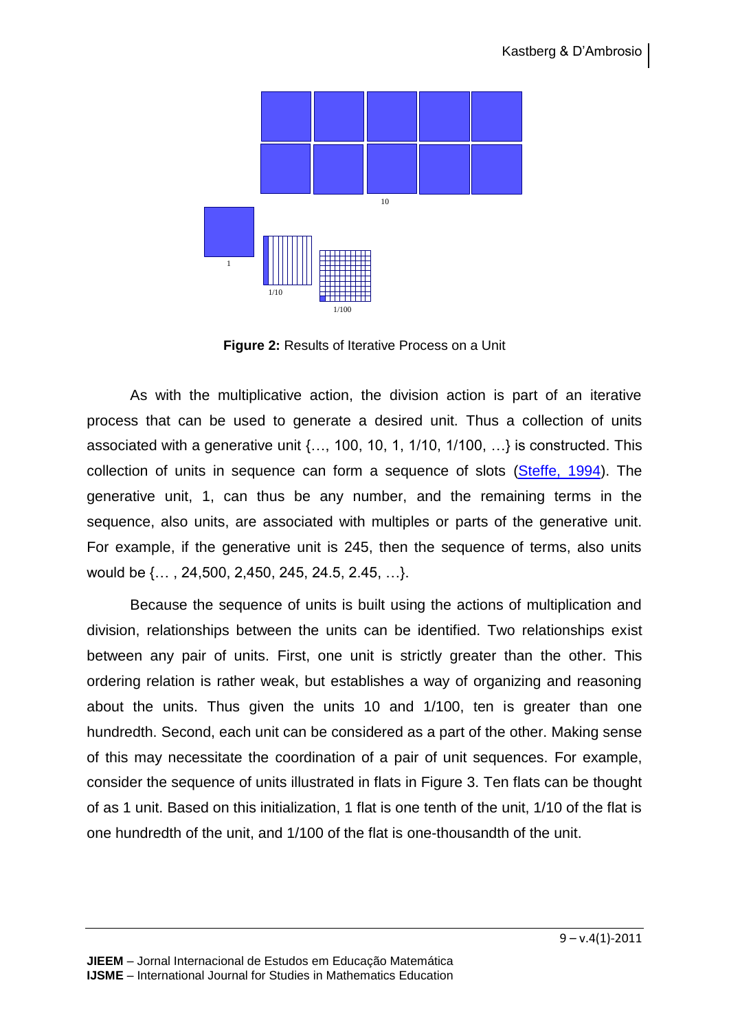**Figure 2:** Results of Iterative Process on a Unit

As with the multiplicative action, the division action is part of an iterative process that can be used to generate a desired unit. Thus a collection of units associated with a generative unit {…, 100, 10, 1, 1/10, 1/100, …} is constructed. This collection of units in sequence can form a sequence of slots (Steffe, 1994). The generative unit, 1, can thus be any number, and the remaining terms in the sequence, also units, are associated with multiples or parts of the generative unit. For example, if the generative unit is 245, then the sequence of terms, also units would be {… , 24,500, 2,450, 245, 24.5, 2.45, …}.

Because the sequence of units is built using the actions of multiplication and division, relationships between the units can be identified. Two relationships exist between any pair of units. First, one unit is strictly greater than the other. This ordering relation is rather weak, but establishes a way of organizing and reasoning about the units. Thus given the units 10 and 1/100, ten is greater than one hundredth. Second, each unit can be considered as a part of the other. Making sense of this may necessitate the coordination of a pair of unit sequences. For example, consider the sequence of units illustrated in flats in Figure 3. Ten flats can be thought of as 1 unit. Based on this initialization, 1 flat is one tenth of the unit, 1/10 of the flat is one hundredth of the unit, and 1/100 of the flat is one-thousandth of the unit.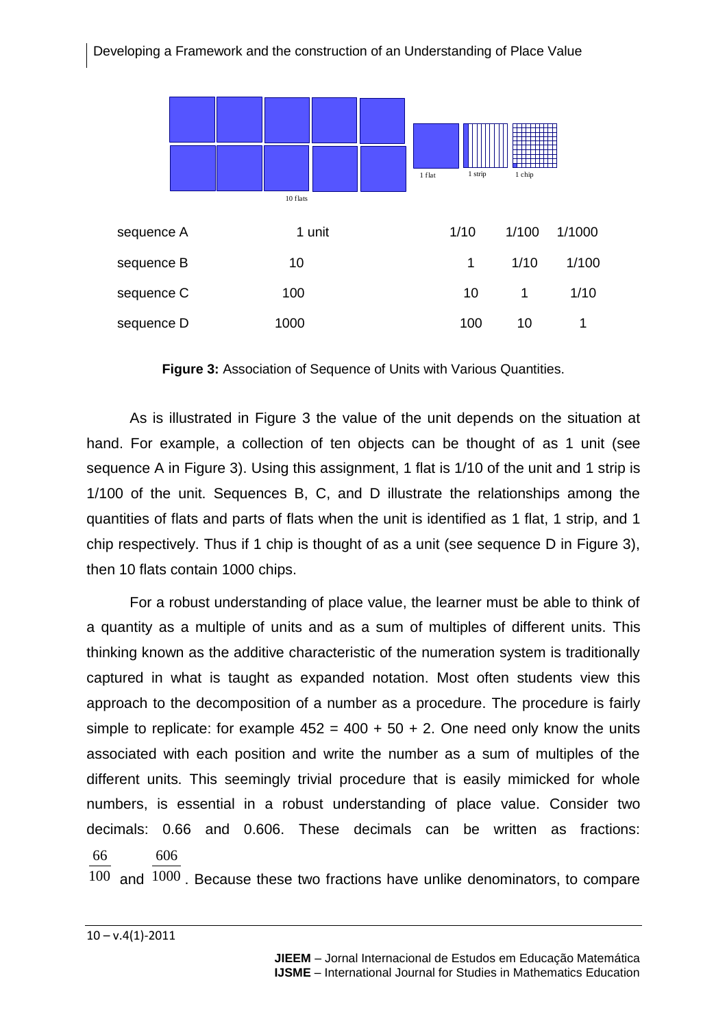10 flats | 1 flat | 1 strip | 1 chip

| | | | | |
|---|---|---|---|---|
| sequence A | 1 unit | 1/10 | 1/100 | 1/1000 |
| sequence B | 10 | 1 | 1/10 | 1/100 |
| sequence C | 100 | 10 | 1 | 1/10 |
| sequence D | 1000 | 100 | 10 | 1 |

**Figure 3:** Association of Sequence of Units with Various Quantities.

As is illustrated in Figure 3 the value of the unit depends on the situation at hand. For example, a collection of ten objects can be thought of as 1 unit (see sequence A in Figure 3). Using this assignment, 1 flat is 1/10 of the unit and 1 strip is 1/100 of the unit. Sequences B, C, and D illustrate the relationships among the quantities of flats and parts of flats when the unit is identified as 1 flat, 1 strip, and 1 chip respectively. Thus if 1 chip is thought of as a unit (see sequence D in Figure 3), then 10 flats contain 1000 chips.

For a robust understanding of place value, the learner must be able to think of a quantity as a multiple of units and as a sum of multiples of different units. This thinking known as the additive characteristic of the numeration system is traditionally captured in what is taught as expanded notation. Most often students view this approach to the decomposition of a number as a procedure. The procedure is fairly simple to replicate: for example $452 = 400 + 50 + 2$. One need only know the units associated with each position and write the number as a sum of multiples of the different units. This seemingly trivial procedure that is easily mimicked for whole numbers, is essential in a robust understanding of place value. Consider two decimals: 0.66 and 0.606. These decimals can be written as fractions: $\frac{66}{100}$ and $\frac{606}{1000}$. Because these two fractions have unlike denominators, to compare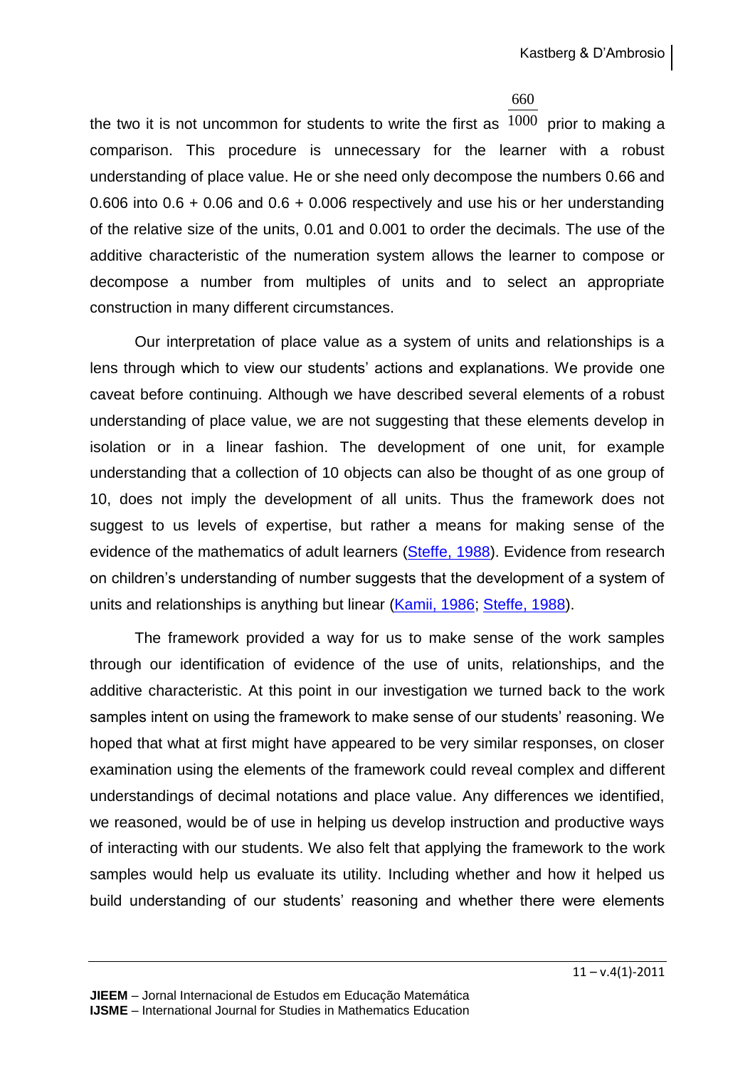the two it is not uncommon for students to write the first as $\frac{660}{1000}$ prior to making a comparison. This procedure is unnecessary for the learner with a robust understanding of place value. He or she need only decompose the numbers 0.66 and 0.606 into 0.6 + 0.06 and 0.6 + 0.006 respectively and use his or her understanding of the relative size of the units, 0.01 and 0.001 to order the decimals. The use of the additive characteristic of the numeration system allows the learner to compose or decompose a number from multiples of units and to select an appropriate construction in many different circumstances.

Our interpretation of place value as a system of units and relationships is a lens through which to view our students' actions and explanations. We provide one caveat before continuing. Although we have described several elements of a robust understanding of place value, we are not suggesting that these elements develop in isolation or in a linear fashion. The development of one unit, for example understanding that a collection of 10 objects can also be thought of as one group of 10, does not imply the development of all units. Thus the framework does not suggest to us levels of expertise, but rather a means for making sense of the evidence of the mathematics of adult learners (Steffe, 1988). Evidence from research on children's understanding of number suggests that the development of a system of units and relationships is anything but linear (Kamii, 1986; Steffe, 1988).

The framework provided a way for us to make sense of the work samples through our identification of evidence of the use of units, relationships, and the additive characteristic. At this point in our investigation we turned back to the work samples intent on using the framework to make sense of our students' reasoning. We hoped that what at first might have appeared to be very similar responses, on closer examination using the elements of the framework could reveal complex and different understandings of decimal notations and place value. Any differences we identified, we reasoned, would be of use in helping us develop instruction and productive ways of interacting with our students. We also felt that applying the framework to the work samples would help us evaluate its utility. Including whether and how it helped us build understanding of our students' reasoning and whether there were elements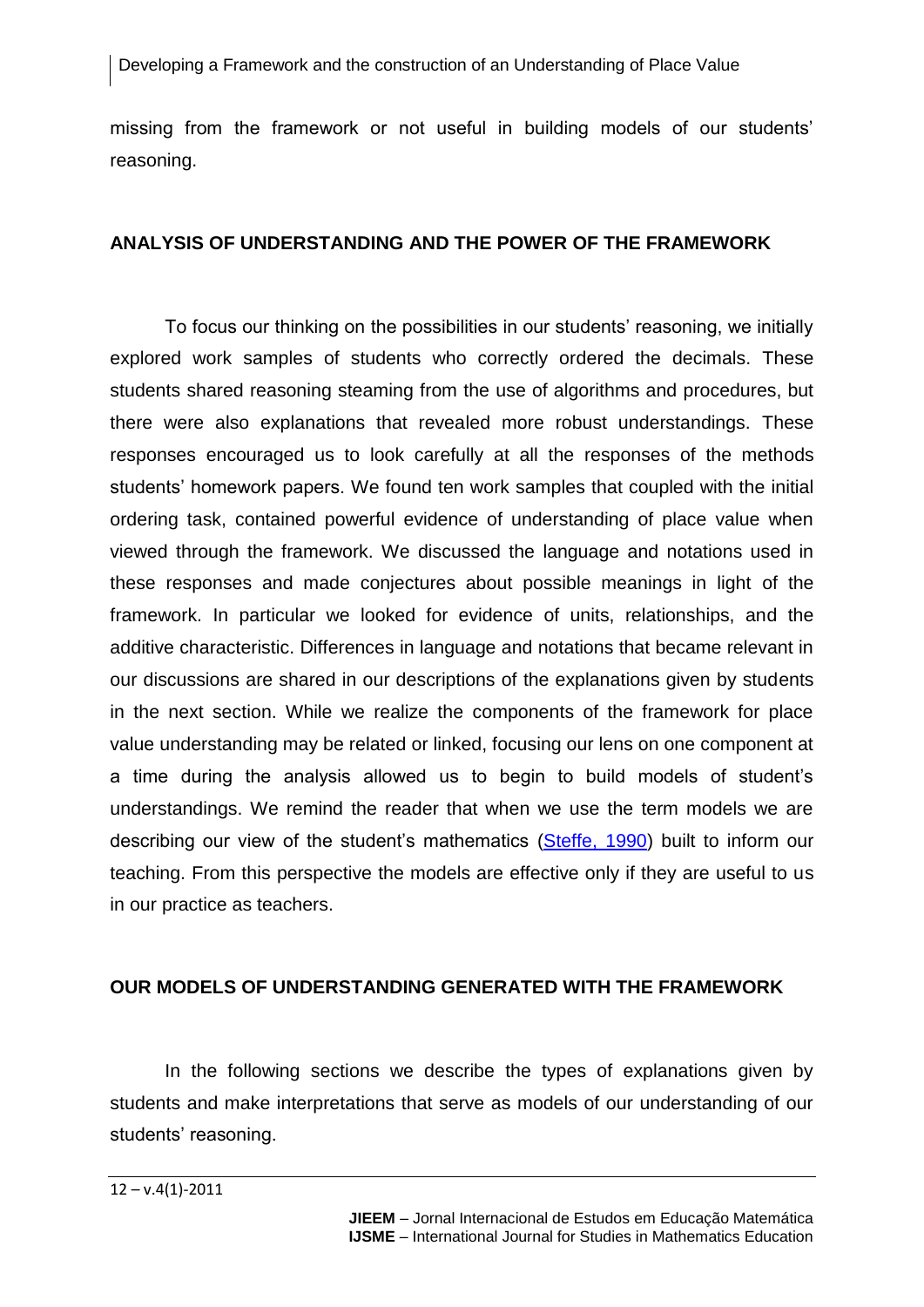missing from the framework or not useful in building models of our students' reasoning.

## ANALYSIS OF UNDERSTANDING AND THE POWER OF THE FRAMEWORK

To focus our thinking on the possibilities in our students' reasoning, we initially explored work samples of students who correctly ordered the decimals. These students shared reasoning steaming from the use of algorithms and procedures, but there were also explanations that revealed more robust understandings. These responses encouraged us to look carefully at all the responses of the methods students' homework papers. We found ten work samples that coupled with the initial ordering task, contained powerful evidence of understanding of place value when viewed through the framework. We discussed the language and notations used in these responses and made conjectures about possible meanings in light of the framework. In particular we looked for evidence of units, relationships, and the additive characteristic. Differences in language and notations that became relevant in our discussions are shared in our descriptions of the explanations given by students in the next section. While we realize the components of the framework for place value understanding may be related or linked, focusing our lens on one component at a time during the analysis allowed us to begin to build models of student's understandings. We remind the reader that when we use the term models we are describing our view of the student's mathematics (Steffe, 1990) built to inform our teaching. From this perspective the models are effective only if they are useful to us in our practice as teachers.

## OUR MODELS OF UNDERSTANDING GENERATED WITH THE FRAMEWORK

In the following sections we describe the types of explanations given by students and make interpretations that serve as models of our understanding of our students' reasoning.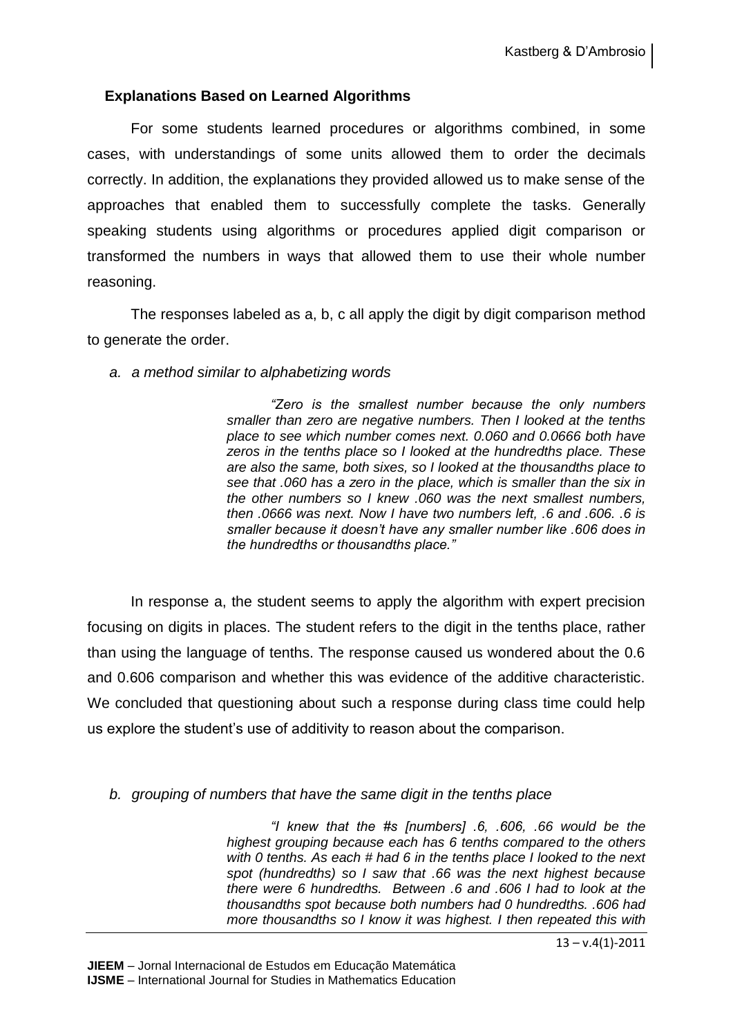### Explanations Based on Learned Algorithms

For some students learned procedures or algorithms combined, in some cases, with understandings of some units allowed them to order the decimals correctly. In addition, the explanations they provided allowed us to make sense of the approaches that enabled them to successfully complete the tasks. Generally speaking students using algorithms or procedures applied digit comparison or transformed the numbers in ways that allowed them to use their whole number reasoning.

The responses labeled as a, b, c all apply the digit by digit comparison method to generate the order.

*a. a method similar to alphabetizing words*

> *"Zero is the smallest number because the only numbers smaller than zero are negative numbers. Then I looked at the tenths place to see which number comes next. 0.060 and 0.0666 both have zeros in the tenths place so I looked at the hundredths place. These are also the same, both sixes, so I looked at the thousandths place to see that .060 has a zero in the place, which is smaller than the six in the other numbers so I knew .060 was the next smallest numbers, then .0666 was next. Now I have two numbers left, .6 and .606. .6 is smaller because it doesn't have any smaller number like .606 does in the hundredths or thousandths place."*

In response a, the student seems to apply the algorithm with expert precision focusing on digits in places. The student refers to the digit in the tenths place, rather than using the language of tenths. The response caused us wondered about the 0.6 and 0.606 comparison and whether this was evidence of the additive characteristic. We concluded that questioning about such a response during class time could help us explore the student's use of additivity to reason about the comparison.

*b. grouping of numbers that have the same digit in the tenths place*

> *"I knew that the #s [numbers] .6, .606, .66 would be the highest grouping because each has 6 tenths compared to the others with 0 tenths. As each # had 6 in the tenths place I looked to the next spot (hundredths) so I saw that .66 was the next highest because there were 6 hundredths. Between .6 and .606 I had to look at the thousandths spot because both numbers had 0 hundredths. .606 had more thousandths so I know it was highest. I then repeated this with*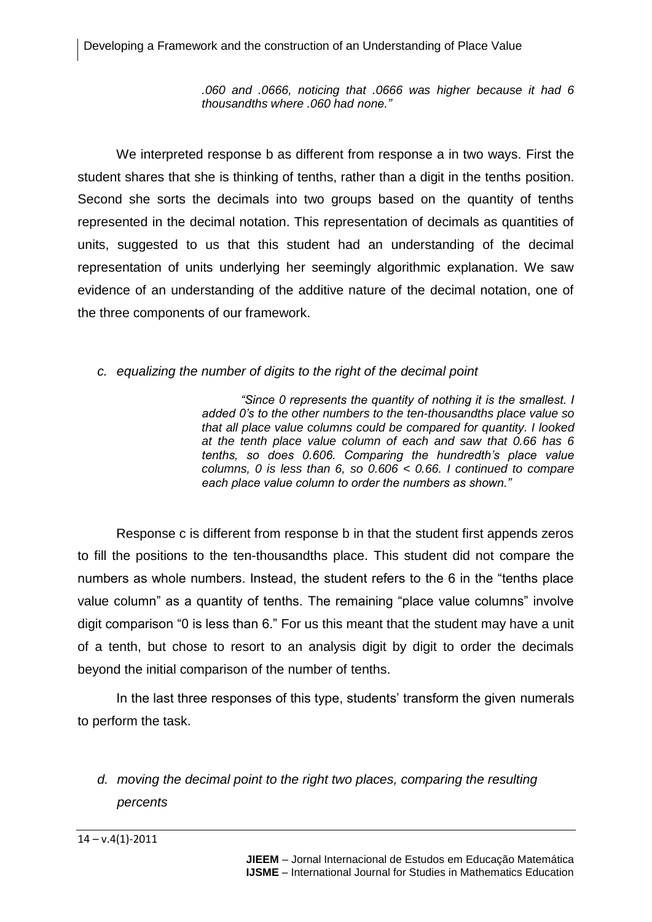> *.060 and .0666, noticing that .0666 was higher because it had 6 thousandths where .060 had none."*

We interpreted response b as different from response a in two ways. First the student shares that she is thinking of tenths, rather than a digit in the tenths position. Second she sorts the decimals into two groups based on the quantity of tenths represented in the decimal notation. This representation of decimals as quantities of units, suggested to us that this student had an understanding of the decimal representation of units underlying her seemingly algorithmic explanation. We saw evidence of an understanding of the additive nature of the decimal notation, one of the three components of our framework.

*c. equalizing the number of digits to the right of the decimal point*

> *"Since 0 represents the quantity of nothing it is the smallest. I added 0's to the other numbers to the ten-thousandths place value so that all place value columns could be compared for quantity. I looked at the tenth place value column of each and saw that 0.66 has 6 tenths, so does 0.606. Comparing the hundredth's place value columns, 0 is less than 6, so 0.606 < 0.66. I continued to compare each place value column to order the numbers as shown."*

Response c is different from response b in that the student first appends zeros to fill the positions to the ten-thousandths place. This student did not compare the numbers as whole numbers. Instead, the student refers to the 6 in the "tenths place value column" as a quantity of tenths. The remaining "place value columns" involve digit comparison "0 is less than 6." For us this meant that the student may have a unit of a tenth, but chose to resort to an analysis digit by digit to order the decimals beyond the initial comparison of the number of tenths.

In the last three responses of this type, students' transform the given numerals to perform the task.

*d. moving the decimal point to the right two places, comparing the resulting percents*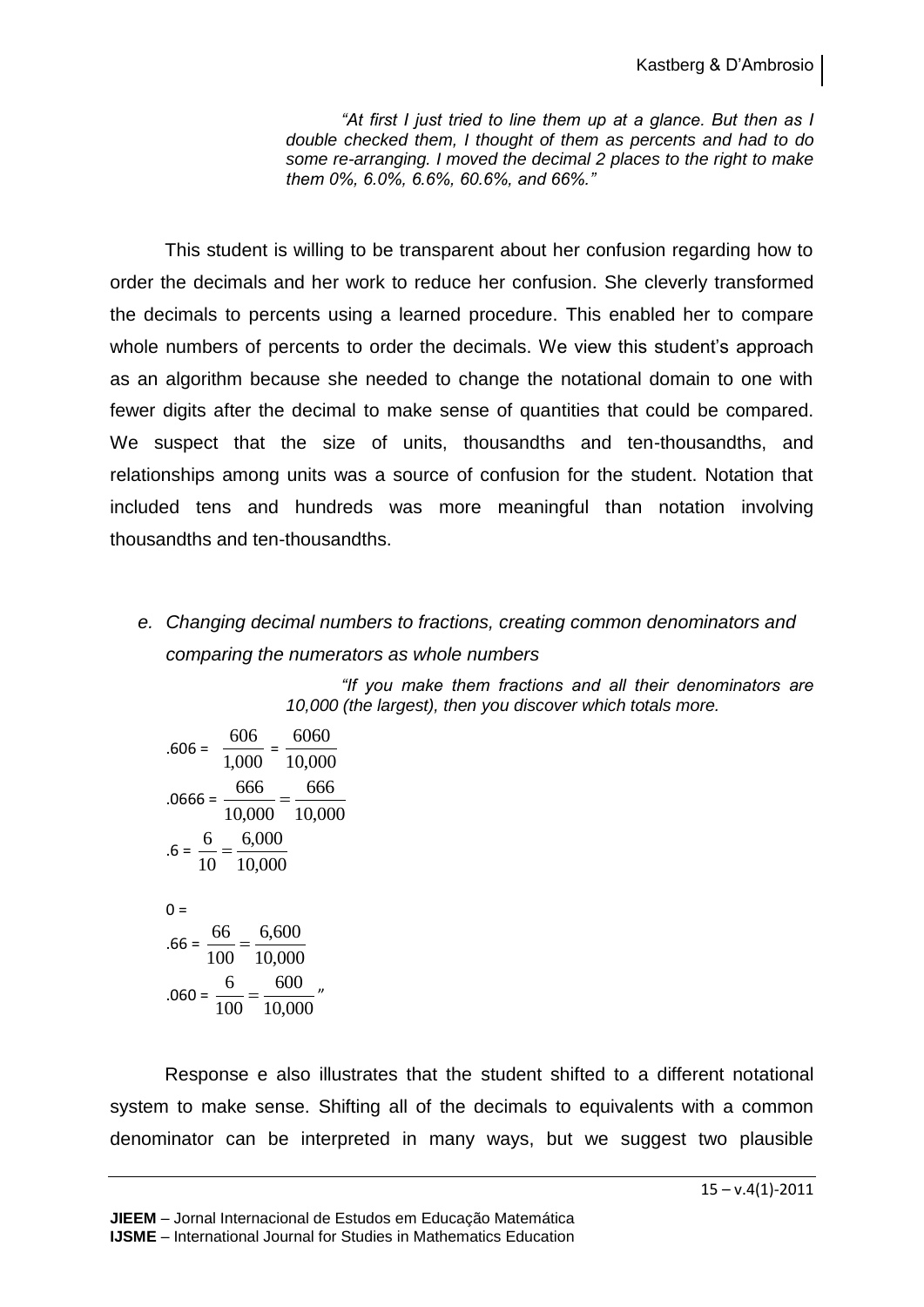> *"At first I just tried to line them up at a glance. But then as I double checked them, I thought of them as percents and had to do some re-arranging. I moved the decimal 2 places to the right to make them 0%, 6.0%, 6.6%, 60.6%, and 66%."*

This student is willing to be transparent about her confusion regarding how to order the decimals and her work to reduce her confusion. She cleverly transformed the decimals to percents using a learned procedure. This enabled her to compare whole numbers of percents to order the decimals. We view this student's approach as an algorithm because she needed to change the notational domain to one with fewer digits after the decimal to make sense of quantities that could be compared. We suspect that the size of units, thousandths and ten-thousandths, and relationships among units was a source of confusion for the student. Notation that included tens and hundreds was more meaningful than notation involving thousandths and ten-thousandths.

*e. Changing decimal numbers to fractions, creating common denominators and comparing the numerators as whole numbers*

> *"If you make them fractions and all their denominators are 10,000 (the largest), then you discover which totals more.*

$.606 = \frac{606}{1,000} = \frac{6060}{10,000}$

$.0666 = \frac{666}{10,000} = \frac{666}{10,000}$

$.6 = \frac{6}{10} = \frac{6,000}{10,000}$

$0 =$

$.66 = \frac{66}{100} = \frac{6,600}{10,000}$

$.060 = \frac{6}{100} = \frac{600}{10,000}$"

Response e also illustrates that the student shifted to a different notational system to make sense. Shifting all of the decimals to equivalents with a common denominator can be interpreted in many ways, but we suggest two plausible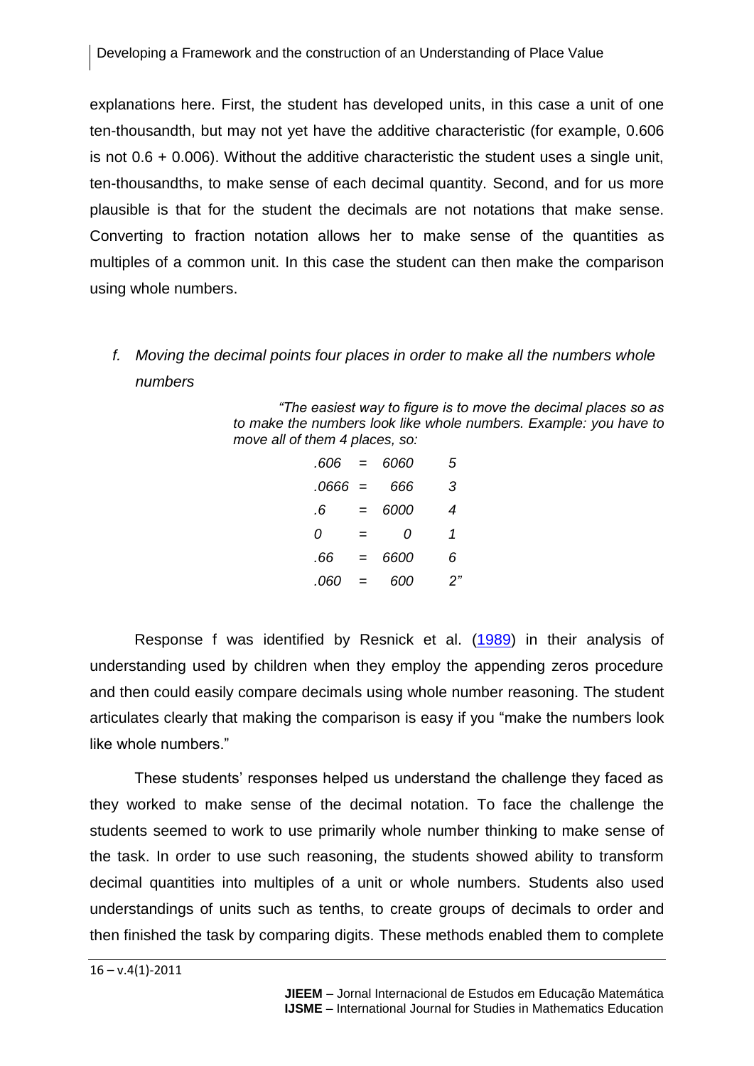explanations here. First, the student has developed units, in this case a unit of one ten-thousandth, but may not yet have the additive characteristic (for example, 0.606 is not 0.6 + 0.006). Without the additive characteristic the student uses a single unit, ten-thousandths, to make sense of each decimal quantity. Second, and for us more plausible is that for the student the decimals are not notations that make sense. Converting to fraction notation allows her to make sense of the quantities as multiples of a common unit. In this case the student can then make the comparison using whole numbers.

*f. Moving the decimal points four places in order to make all the numbers whole numbers*

> *"The easiest way to figure is to move the decimal places so as to make the numbers look like whole numbers. Example: you have to move all of them 4 places, so:*
>
> | | | | |
> |---|---|---|---|
> | *.606* | *=* | *6060* | *5* |
> | *.0666* | *=* | *666* | *3* |
> | *.6* | *=* | *6000* | *4* |
> | *0* | *=* | *0* | *1* |
> | *.66* | *=* | *6600* | *6* |
> | *.060* | *=* | *600* | *2"* |

Response f was identified by Resnick et al. (1989) in their analysis of understanding used by children when they employ the appending zeros procedure and then could easily compare decimals using whole number reasoning. The student articulates clearly that making the comparison is easy if you "make the numbers look like whole numbers."

These students' responses helped us understand the challenge they faced as they worked to make sense of the decimal notation. To face the challenge the students seemed to work to use primarily whole number thinking to make sense of the task. In order to use such reasoning, the students showed ability to transform decimal quantities into multiples of a unit or whole numbers. Students also used understandings of units such as tenths, to create groups of decimals to order and then finished the task by comparing digits. These methods enabled them to complete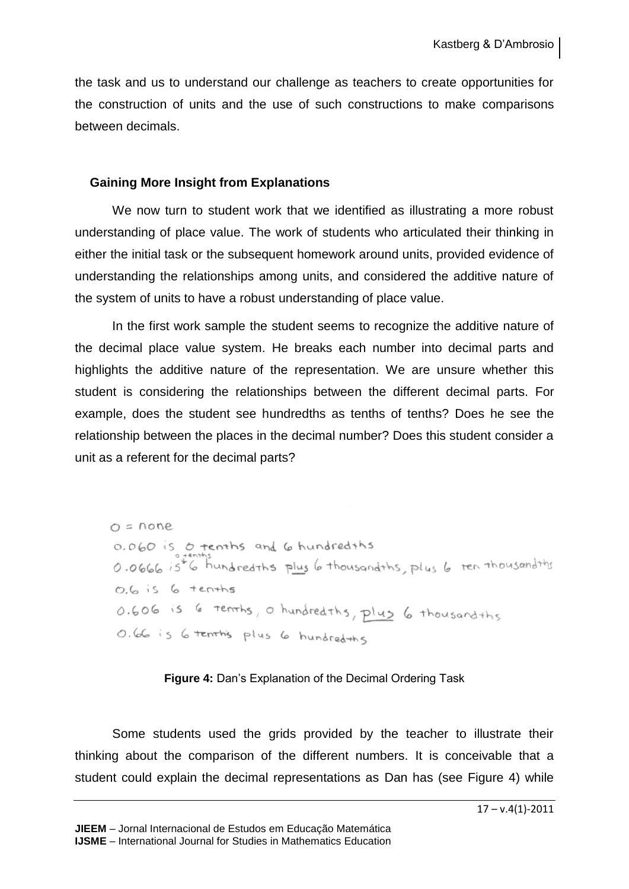the task and us to understand our challenge as teachers to create opportunities for the construction of units and the use of such constructions to make comparisons between decimals.

### Gaining More Insight from Explanations

We now turn to student work that we identified as illustrating a more robust understanding of place value. The work of students who articulated their thinking in either the initial task or the subsequent homework around units, provided evidence of understanding the relationships among units, and considered the additive nature of the system of units to have a robust understanding of place value.

In the first work sample the student seems to recognize the additive nature of the decimal place value system. He breaks each number into decimal parts and highlights the additive nature of the representation. We are unsure whether this student is considering the relationships between the different decimal parts. For example, does the student see hundredths as tenths of tenths? Does he see the relationship between the places in the decimal number? Does this student consider a unit as a referent for the decimal parts?

0 = none
0.060 is 0 tenths and 6 hundredths
0.0666 is (0 tenths) 6 hundredths plus 6 thousandths, plus 6 ten thousandths
0.6 is 6 tenths
0.606 is 6 tenths, 0 hundredths, plus 6 thousandths
0.66 is 6 tenths plus 6 hundredths

**Figure 4:** Dan's Explanation of the Decimal Ordering Task

Some students used the grids provided by the teacher to illustrate their thinking about the comparison of the different numbers. It is conceivable that a student could explain the decimal representations as Dan has (see Figure 4) while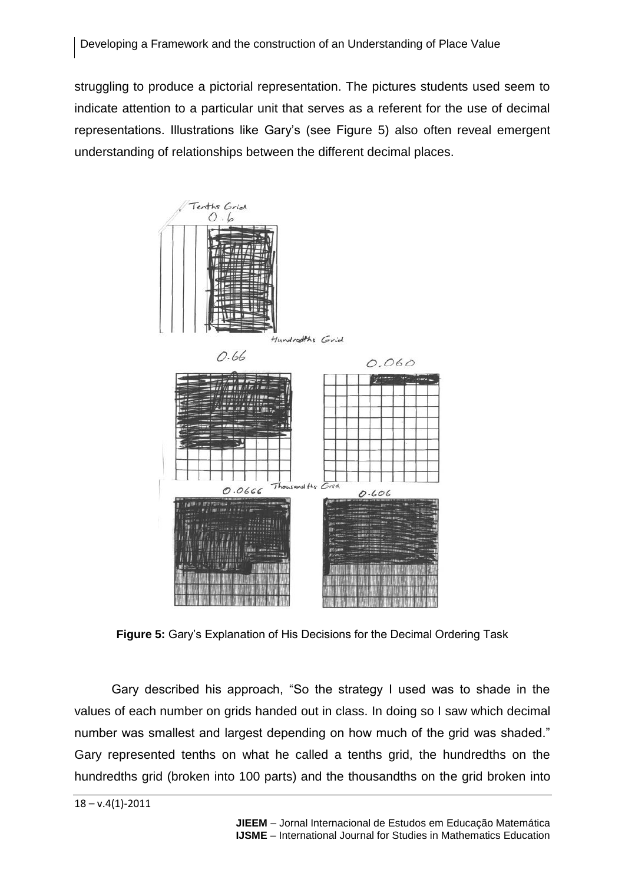struggling to produce a pictorial representation. The pictures students used seem to indicate attention to a particular unit that serves as a referent for the use of decimal representations. Illustrations like Gary's (see Figure 5) also often reveal emergent understanding of relationships between the different decimal places.

**Figure 5:** Gary's Explanation of His Decisions for the Decimal Ordering Task

Gary described his approach, "So the strategy I used was to shade in the values of each number on grids handed out in class. In doing so I saw which decimal number was smallest and largest depending on how much of the grid was shaded." Gary represented tenths on what he called a tenths grid, the hundredths on the hundredths grid (broken into 100 parts) and the thousandths on the grid broken into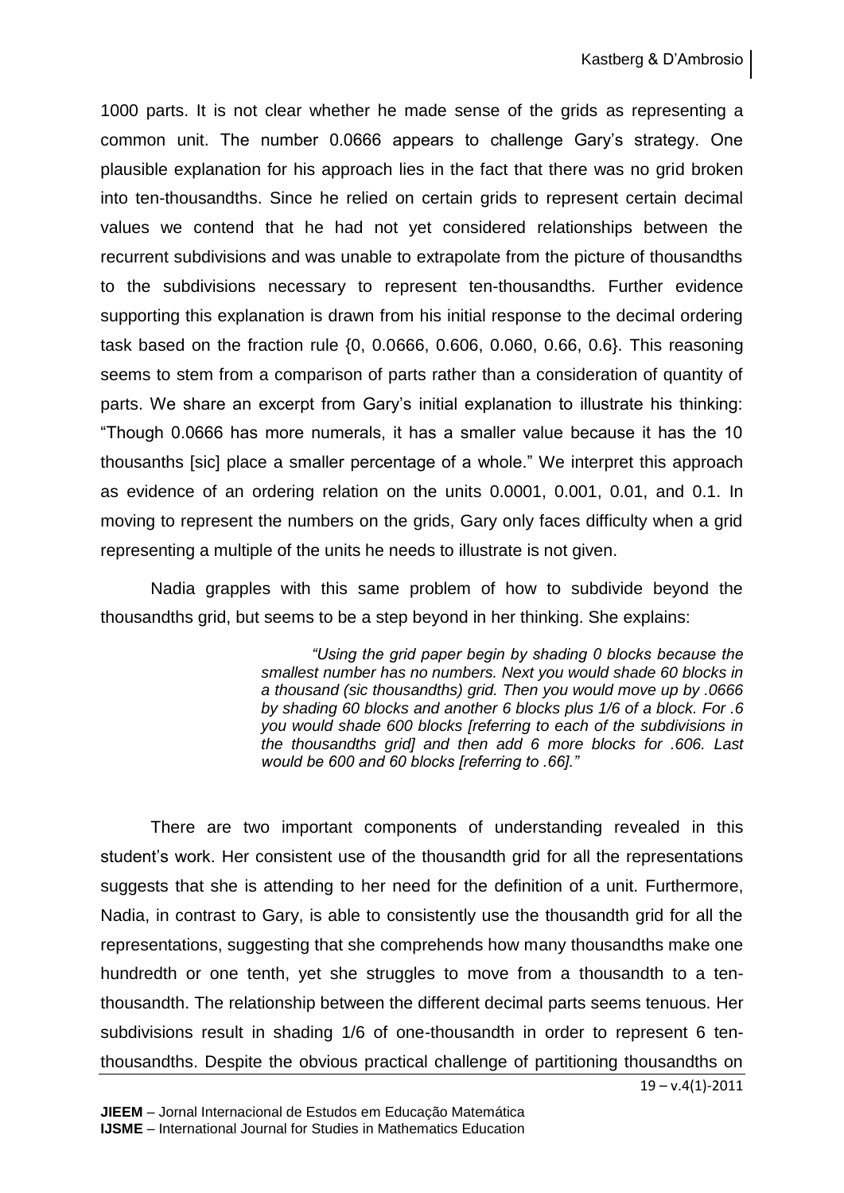1000 parts. It is not clear whether he made sense of the grids as representing a common unit. The number 0.0666 appears to challenge Gary's strategy. One plausible explanation for his approach lies in the fact that there was no grid broken into ten-thousandths. Since he relied on certain grids to represent certain decimal values we contend that he had not yet considered relationships between the recurrent subdivisions and was unable to extrapolate from the picture of thousandths to the subdivisions necessary to represent ten-thousandths. Further evidence supporting this explanation is drawn from his initial response to the decimal ordering task based on the fraction rule {0, 0.0666, 0.606, 0.060, 0.66, 0.6}. This reasoning seems to stem from a comparison of parts rather than a consideration of quantity of parts. We share an excerpt from Gary's initial explanation to illustrate his thinking: "Though 0.0666 has more numerals, it has a smaller value because it has the 10 thousanths [sic] place a smaller percentage of a whole." We interpret this approach as evidence of an ordering relation on the units 0.0001, 0.001, 0.01, and 0.1. In moving to represent the numbers on the grids, Gary only faces difficulty when a grid representing a multiple of the units he needs to illustrate is not given.

Nadia grapples with this same problem of how to subdivide beyond the thousandths grid, but seems to be a step beyond in her thinking. She explains:

> *"Using the grid paper begin by shading 0 blocks because the smallest number has no numbers. Next you would shade 60 blocks in a thousand (sic thousandths) grid. Then you would move up by .0666 by shading 60 blocks and another 6 blocks plus 1/6 of a block. For .6 you would shade 600 blocks [referring to each of the subdivisions in the thousandths grid] and then add 6 more blocks for .606. Last would be 600 and 60 blocks [referring to .66]."*

There are two important components of understanding revealed in this student's work. Her consistent use of the thousandth grid for all the representations suggests that she is attending to her need for the definition of a unit. Furthermore, Nadia, in contrast to Gary, is able to consistently use the thousandth grid for all the representations, suggesting that she comprehends how many thousandths make one hundredth or one tenth, yet she struggles to move from a thousandth to a ten-thousandth. The relationship between the different decimal parts seems tenuous. Her subdivisions result in shading 1/6 of one-thousandth in order to represent 6 ten-thousandths. Despite the obvious practical challenge of partitioning thousandths on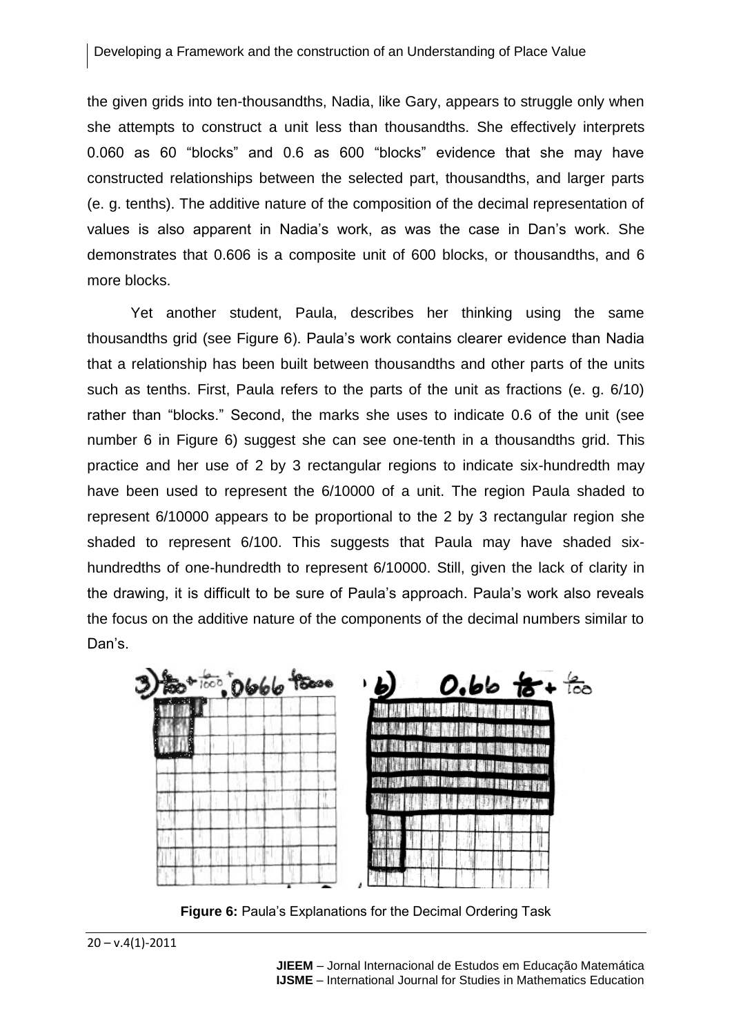the given grids into ten-thousandths, Nadia, like Gary, appears to struggle only when she attempts to construct a unit less than thousandths. She effectively interprets 0.060 as 60 "blocks" and 0.6 as 600 "blocks" evidence that she may have constructed relationships between the selected part, thousandths, and larger parts (e. g. tenths). The additive nature of the composition of the decimal representation of values is also apparent in Nadia's work, as was the case in Dan's work. She demonstrates that 0.606 is a composite unit of 600 blocks, or thousandths, and 6 more blocks.

Yet another student, Paula, describes her thinking using the same thousandths grid (see Figure 6). Paula's work contains clearer evidence than Nadia that a relationship has been built between thousandths and other parts of the units such as tenths. First, Paula refers to the parts of the unit as fractions (e. g. 6/10) rather than "blocks." Second, the marks she uses to indicate 0.6 of the unit (see number 6 in Figure 6) suggest she can see one-tenth in a thousandths grid. This practice and her use of 2 by 3 rectangular regions to indicate six-hundredth may have been used to represent the 6/10000 of a unit. The region Paula shaded to represent 6/10000 appears to be proportional to the 2 by 3 rectangular region she shaded to represent 6/100. This suggests that Paula may have shaded six-hundredths of one-hundredth to represent 6/10000. Still, given the lack of clarity in the drawing, it is difficult to be sure of Paula's approach. Paula's work also reveals the focus on the additive nature of the components of the decimal numbers similar to Dan's.

**Figure 6:** Paula's Explanations for the Decimal Ordering Task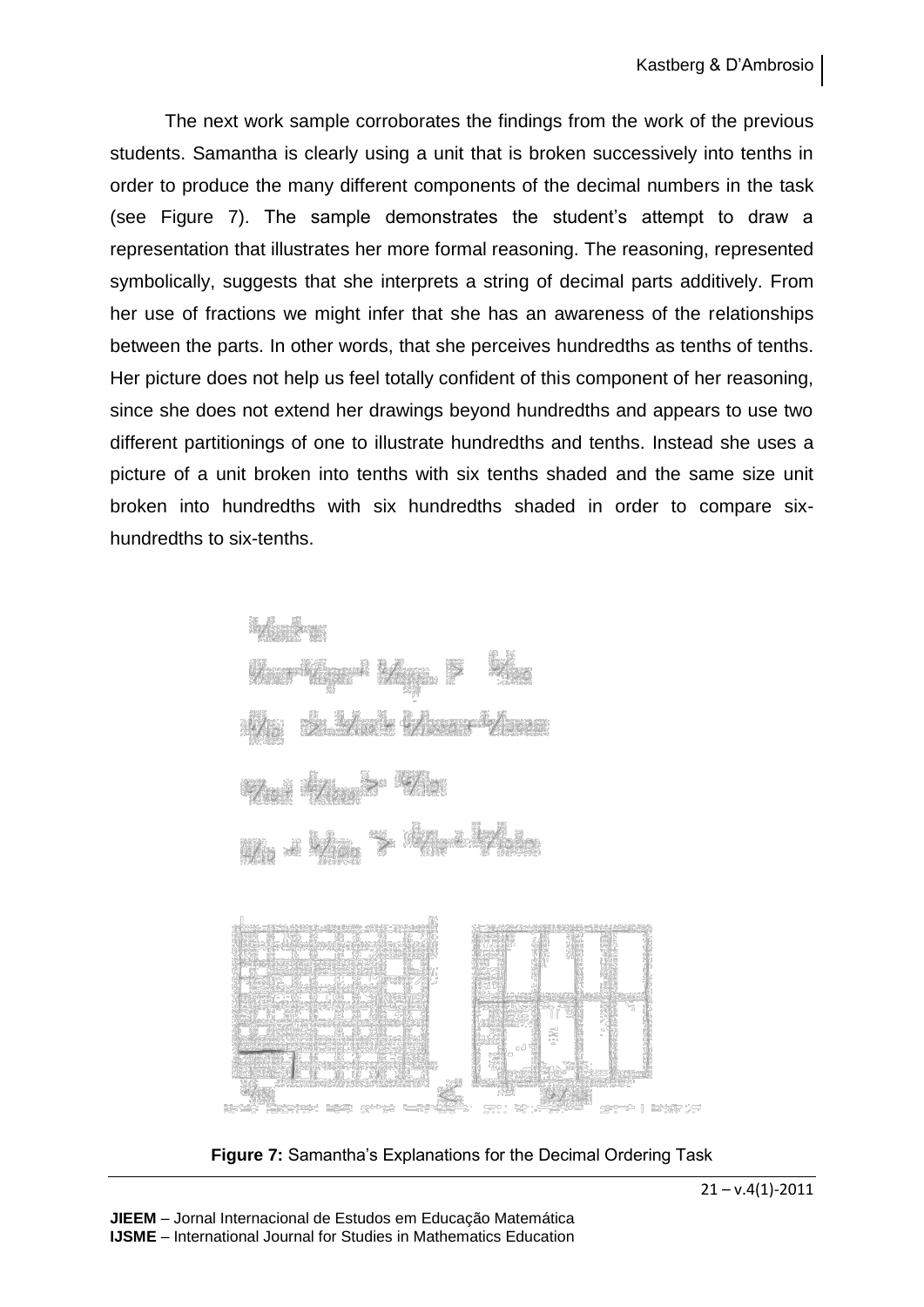The next work sample corroborates the findings from the work of the previous students. Samantha is clearly using a unit that is broken successively into tenths in order to produce the many different components of the decimal numbers in the task (see Figure 7). The sample demonstrates the student's attempt to draw a representation that illustrates her more formal reasoning. The reasoning, represented symbolically, suggests that she interprets a string of decimal parts additively. From her use of fractions we might infer that she has an awareness of the relationships between the parts. In other words, that she perceives hundredths as tenths of tenths. Her picture does not help us feel totally confident of this component of her reasoning, since she does not extend her drawings beyond hundredths and appears to use two different partitionings of one to illustrate hundredths and tenths. Instead she uses a picture of a unit broken into tenths with six tenths shaded and the same size unit broken into hundredths with six hundredths shaded in order to compare six-hundredths to six-tenths.

**Figure 7:** Samantha's Explanations for the Decimal Ordering Task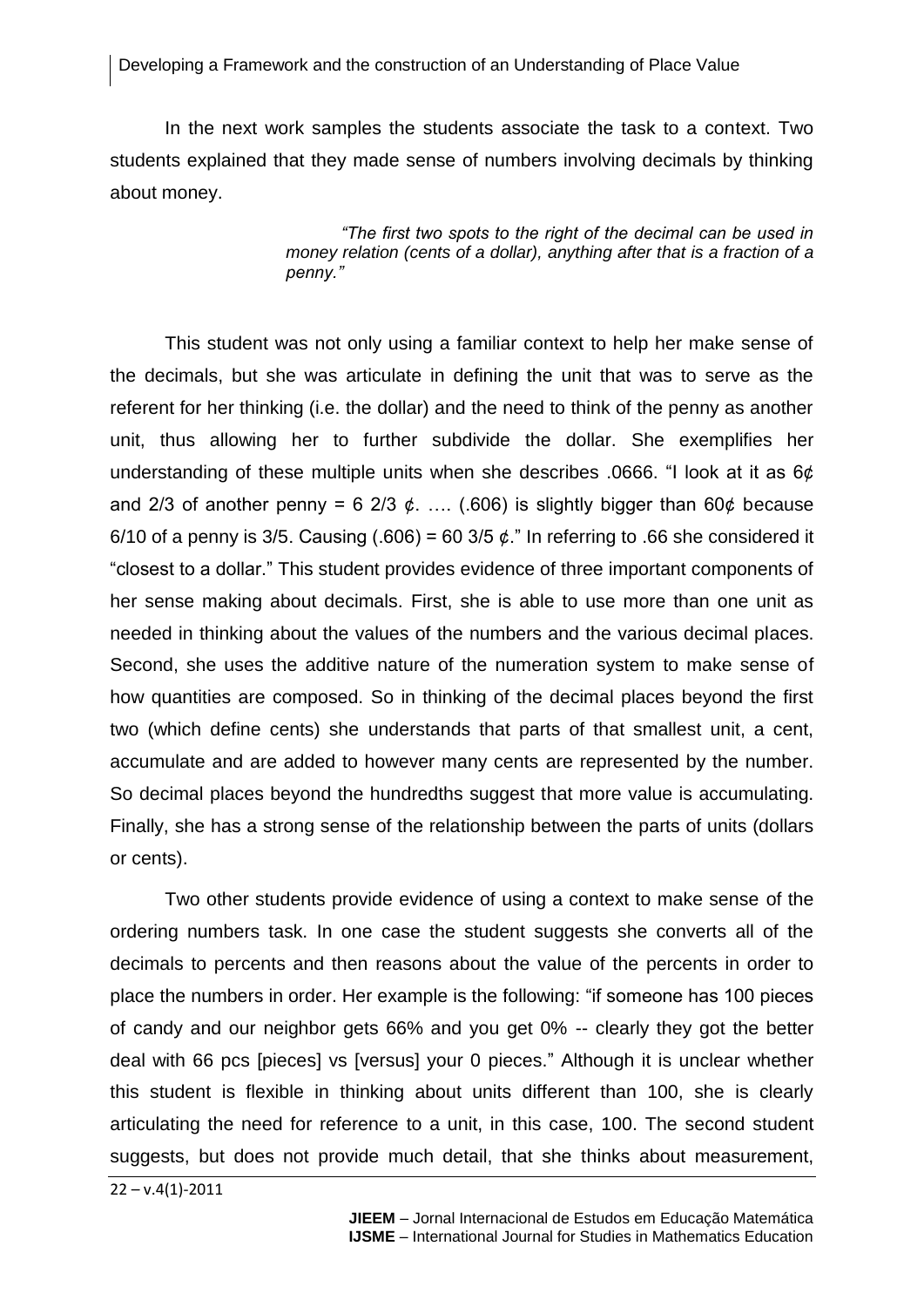In the next work samples the students associate the task to a context. Two students explained that they made sense of numbers involving decimals by thinking about money.

> *"The first two spots to the right of the decimal can be used in money relation (cents of a dollar), anything after that is a fraction of a penny."*

This student was not only using a familiar context to help her make sense of the decimals, but she was articulate in defining the unit that was to serve as the referent for her thinking (i.e. the dollar) and the need to think of the penny as another unit, thus allowing her to further subdivide the dollar. She exemplifies her understanding of these multiple units when she describes .0666. "I look at it as 6¢ and 2/3 of another penny = 6 2/3 ¢. …. (.606) is slightly bigger than 60¢ because 6/10 of a penny is 3/5. Causing (.606) = 60 3/5 ¢." In referring to .66 she considered it "closest to a dollar." This student provides evidence of three important components of her sense making about decimals. First, she is able to use more than one unit as needed in thinking about the values of the numbers and the various decimal places. Second, she uses the additive nature of the numeration system to make sense of how quantities are composed. So in thinking of the decimal places beyond the first two (which define cents) she understands that parts of that smallest unit, a cent, accumulate and are added to however many cents are represented by the number. So decimal places beyond the hundredths suggest that more value is accumulating. Finally, she has a strong sense of the relationship between the parts of units (dollars or cents).

Two other students provide evidence of using a context to make sense of the ordering numbers task. In one case the student suggests she converts all of the decimals to percents and then reasons about the value of the percents in order to place the numbers in order. Her example is the following: "if someone has 100 pieces of candy and our neighbor gets 66% and you get 0% -- clearly they got the better deal with 66 pcs [pieces] vs [versus] your 0 pieces." Although it is unclear whether this student is flexible in thinking about units different than 100, she is clearly articulating the need for reference to a unit, in this case, 100. The second student suggests, but does not provide much detail, that she thinks about measurement,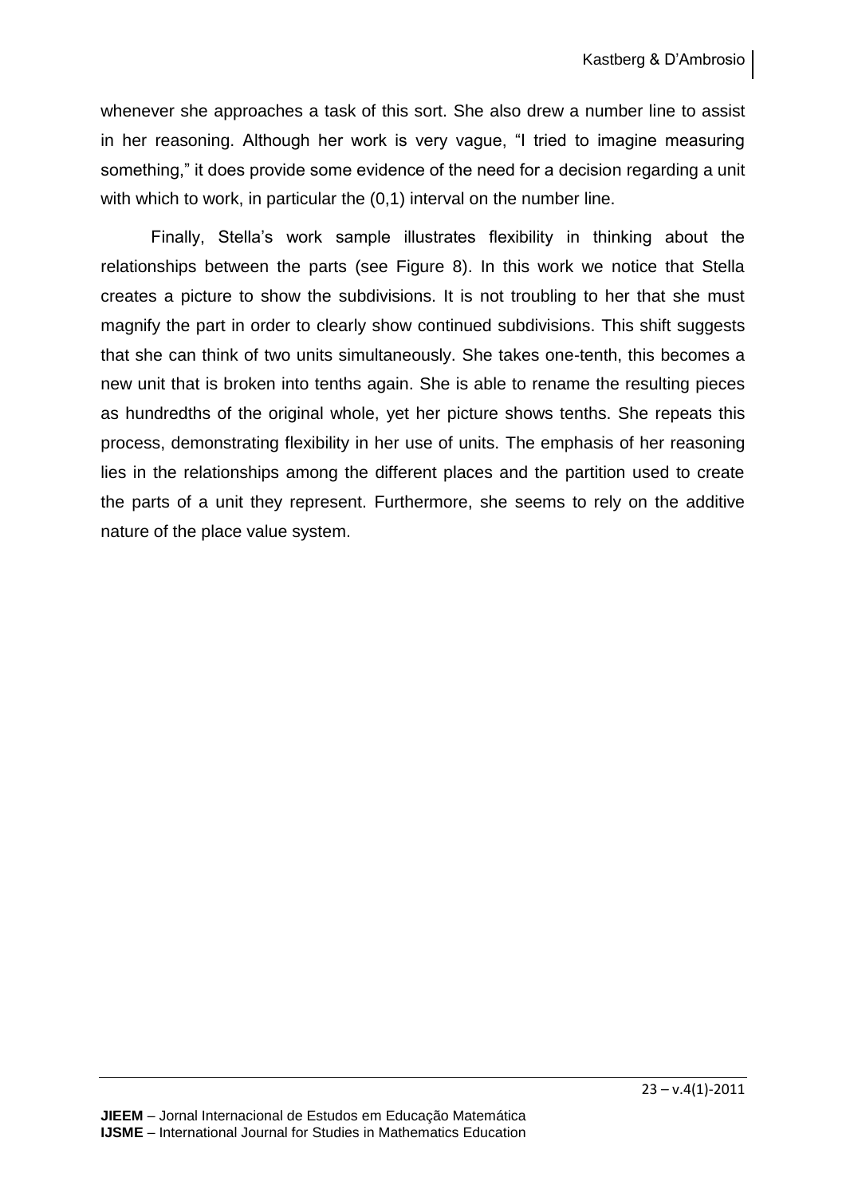whenever she approaches a task of this sort. She also drew a number line to assist in her reasoning. Although her work is very vague, “I tried to imagine measuring something,” it does provide some evidence of the need for a decision regarding a unit with which to work, in particular the (0,1) interval on the number line.

Finally, Stella’s work sample illustrates flexibility in thinking about the relationships between the parts (see Figure 8). In this work we notice that Stella creates a picture to show the subdivisions. It is not troubling to her that she must magnify the part in order to clearly show continued subdivisions. This shift suggests that she can think of two units simultaneously. She takes one-tenth, this becomes a new unit that is broken into tenths again. She is able to rename the resulting pieces as hundredths of the original whole, yet her picture shows tenths. She repeats this process, demonstrating flexibility in her use of units. The emphasis of her reasoning lies in the relationships among the different places and the partition used to create the parts of a unit they represent. Furthermore, she seems to rely on the additive nature of the place value system.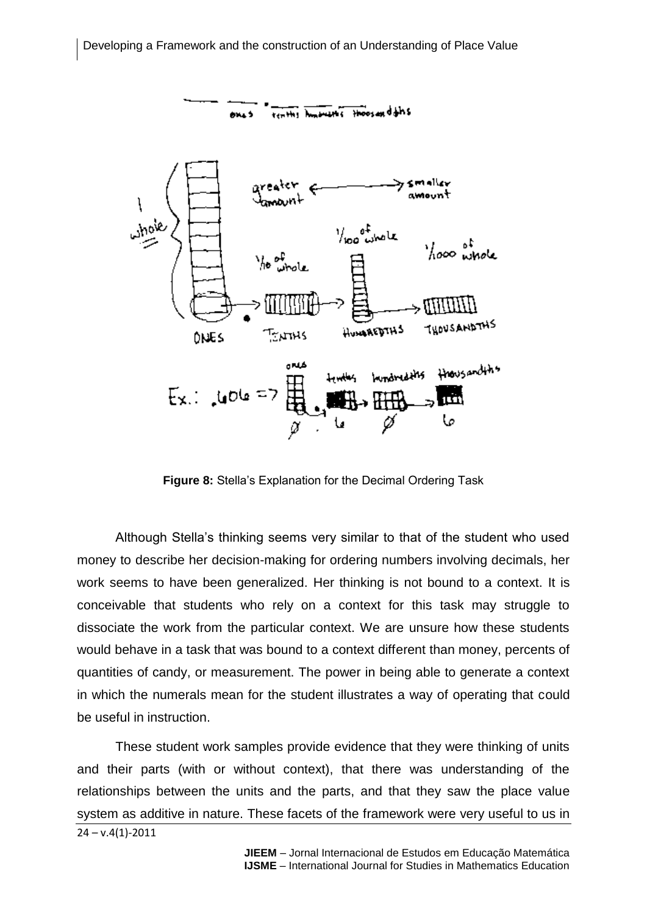**Figure 8:** Stella's Explanation for the Decimal Ordering Task

Although Stella's thinking seems very similar to that of the student who used money to describe her decision-making for ordering numbers involving decimals, her work seems to have been generalized. Her thinking is not bound to a context. It is conceivable that students who rely on a context for this task may struggle to dissociate the work from the particular context. We are unsure how these students would behave in a task that was bound to a context different than money, percents of quantities of candy, or measurement. The power in being able to generate a context in which the numerals mean for the student illustrates a way of operating that could be useful in instruction.

These student work samples provide evidence that they were thinking of units and their parts (with or without context), that there was understanding of the relationships between the units and the parts, and that they saw the place value system as additive in nature. These facets of the framework were very useful to us in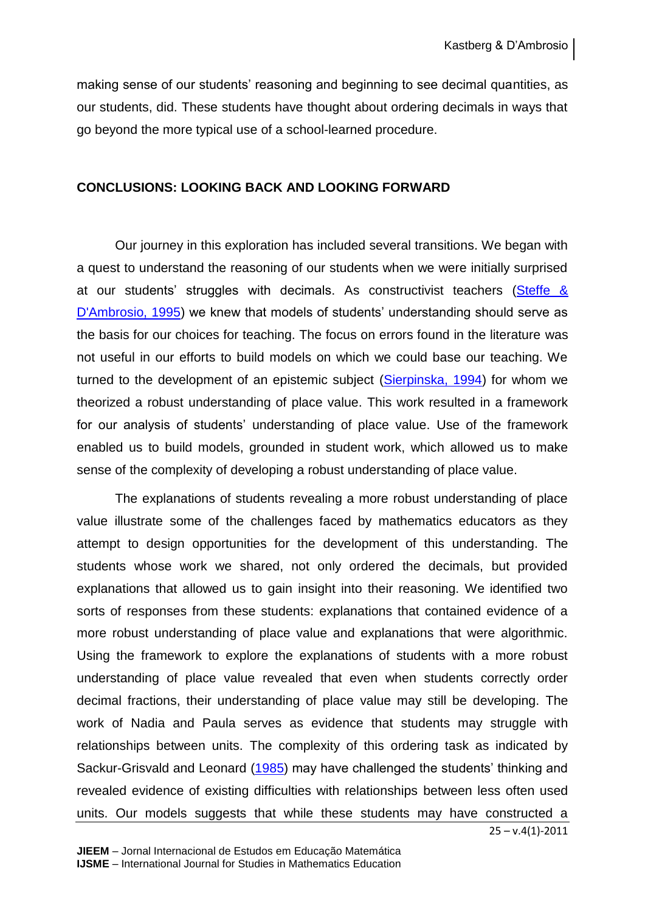making sense of our students' reasoning and beginning to see decimal quantities, as our students, did. These students have thought about ordering decimals in ways that go beyond the more typical use of a school-learned procedure.

## CONCLUSIONS: LOOKING BACK AND LOOKING FORWARD

Our journey in this exploration has included several transitions. We began with a quest to understand the reasoning of our students when we were initially surprised at our students' struggles with decimals. As constructivist teachers (Steffe & D'Ambrosio, 1995) we knew that models of students' understanding should serve as the basis for our choices for teaching. The focus on errors found in the literature was not useful in our efforts to build models on which we could base our teaching. We turned to the development of an epistemic subject (Sierpinska, 1994) for whom we theorized a robust understanding of place value. This work resulted in a framework for our analysis of students' understanding of place value. Use of the framework enabled us to build models, grounded in student work, which allowed us to make sense of the complexity of developing a robust understanding of place value.

The explanations of students revealing a more robust understanding of place value illustrate some of the challenges faced by mathematics educators as they attempt to design opportunities for the development of this understanding. The students whose work we shared, not only ordered the decimals, but provided explanations that allowed us to gain insight into their reasoning. We identified two sorts of responses from these students: explanations that contained evidence of a more robust understanding of place value and explanations that were algorithmic. Using the framework to explore the explanations of students with a more robust understanding of place value revealed that even when students correctly order decimal fractions, their understanding of place value may still be developing. The work of Nadia and Paula serves as evidence that students may struggle with relationships between units. The complexity of this ordering task as indicated by Sackur-Grisvald and Leonard (1985) may have challenged the students' thinking and revealed evidence of existing difficulties with relationships between less often used units. Our models suggests that while these students may have constructed a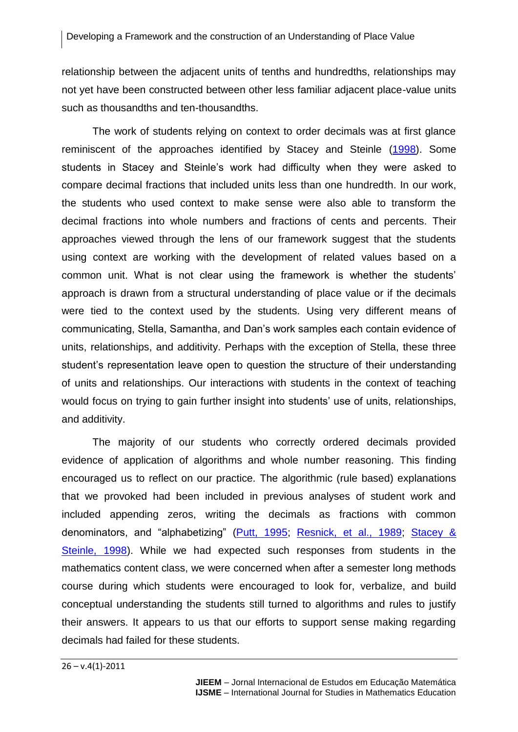relationship between the adjacent units of tenths and hundredths, relationships may not yet have been constructed between other less familiar adjacent place-value units such as thousandths and ten-thousandths.

The work of students relying on context to order decimals was at first glance reminiscent of the approaches identified by Stacey and Steinle (1998). Some students in Stacey and Steinle's work had difficulty when they were asked to compare decimal fractions that included units less than one hundredth. In our work, the students who used context to make sense were also able to transform the decimal fractions into whole numbers and fractions of cents and percents. Their approaches viewed through the lens of our framework suggest that the students using context are working with the development of related values based on a common unit. What is not clear using the framework is whether the students' approach is drawn from a structural understanding of place value or if the decimals were tied to the context used by the students. Using very different means of communicating, Stella, Samantha, and Dan's work samples each contain evidence of units, relationships, and additivity. Perhaps with the exception of Stella, these three student's representation leave open to question the structure of their understanding of units and relationships. Our interactions with students in the context of teaching would focus on trying to gain further insight into students' use of units, relationships, and additivity.

The majority of our students who correctly ordered decimals provided evidence of application of algorithms and whole number reasoning. This finding encouraged us to reflect on our practice. The algorithmic (rule based) explanations that we provoked had been included in previous analyses of student work and included appending zeros, writing the decimals as fractions with common denominators, and "alphabetizing" (Putt, 1995; Resnick, et al., 1989; Stacey & Steinle, 1998). While we had expected such responses from students in the mathematics content class, we were concerned when after a semester long methods course during which students were encouraged to look for, verbalize, and build conceptual understanding the students still turned to algorithms and rules to justify their answers. It appears to us that our efforts to support sense making regarding decimals had failed for these students.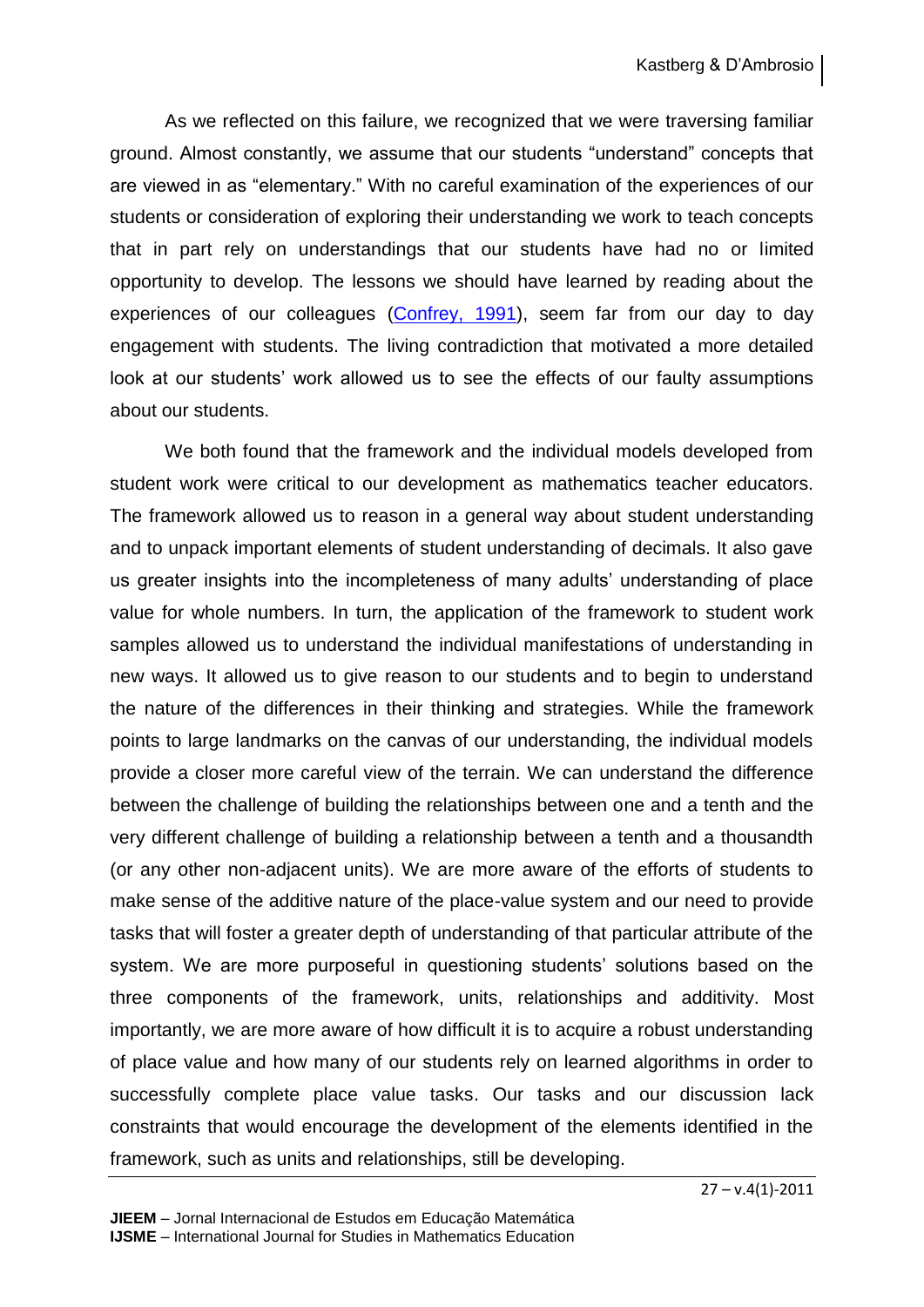As we reflected on this failure, we recognized that we were traversing familiar ground. Almost constantly, we assume that our students "understand" concepts that are viewed in as "elementary." With no careful examination of the experiences of our students or consideration of exploring their understanding we work to teach concepts that in part rely on understandings that our students have had no or limited opportunity to develop. The lessons we should have learned by reading about the experiences of our colleagues (Confrey, 1991), seem far from our day to day engagement with students. The living contradiction that motivated a more detailed look at our students' work allowed us to see the effects of our faulty assumptions about our students.

We both found that the framework and the individual models developed from student work were critical to our development as mathematics teacher educators. The framework allowed us to reason in a general way about student understanding and to unpack important elements of student understanding of decimals. It also gave us greater insights into the incompleteness of many adults' understanding of place value for whole numbers. In turn, the application of the framework to student work samples allowed us to understand the individual manifestations of understanding in new ways. It allowed us to give reason to our students and to begin to understand the nature of the differences in their thinking and strategies. While the framework points to large landmarks on the canvas of our understanding, the individual models provide a closer more careful view of the terrain. We can understand the difference between the challenge of building the relationships between one and a tenth and the very different challenge of building a relationship between a tenth and a thousandth (or any other non-adjacent units). We are more aware of the efforts of students to make sense of the additive nature of the place-value system and our need to provide tasks that will foster a greater depth of understanding of that particular attribute of the system. We are more purposeful in questioning students' solutions based on the three components of the framework, units, relationships and additivity. Most importantly, we are more aware of how difficult it is to acquire a robust understanding of place value and how many of our students rely on learned algorithms in order to successfully complete place value tasks. Our tasks and our discussion lack constraints that would encourage the development of the elements identified in the framework, such as units and relationships, still be developing.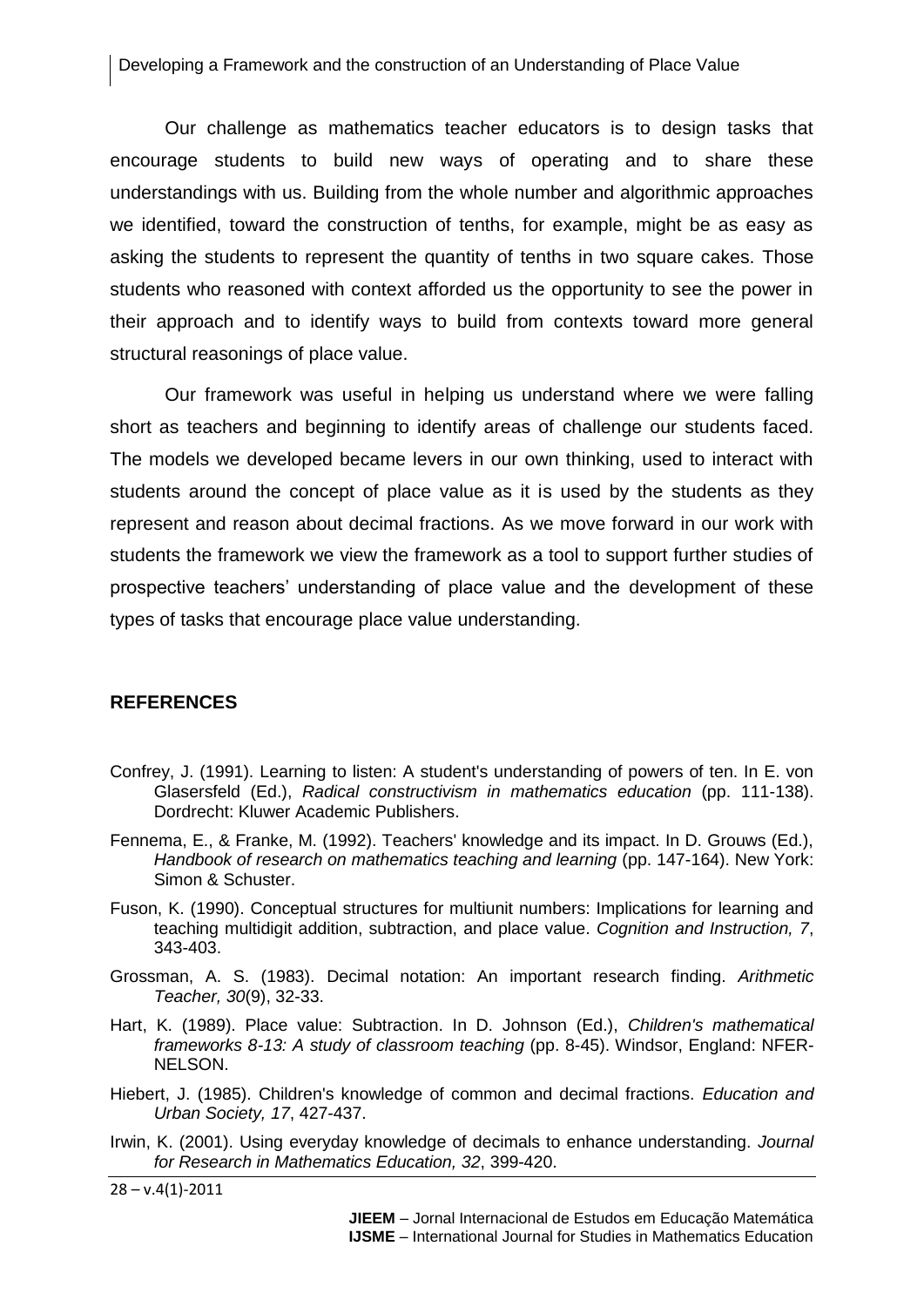Our challenge as mathematics teacher educators is to design tasks that encourage students to build new ways of operating and to share these understandings with us. Building from the whole number and algorithmic approaches we identified, toward the construction of tenths, for example, might be as easy as asking the students to represent the quantity of tenths in two square cakes. Those students who reasoned with context afforded us the opportunity to see the power in their approach and to identify ways to build from contexts toward more general structural reasonings of place value.

Our framework was useful in helping us understand where we were falling short as teachers and beginning to identify areas of challenge our students faced. The models we developed became levers in our own thinking, used to interact with students around the concept of place value as it is used by the students as they represent and reason about decimal fractions. As we move forward in our work with students the framework we view the framework as a tool to support further studies of prospective teachers' understanding of place value and the development of these types of tasks that encourage place value understanding.

## REFERENCES

Confrey, J. (1991). Learning to listen: A student's understanding of powers of ten. In E. von Glasersfeld (Ed.), *Radical constructivism in mathematics education* (pp. 111-138). Dordrecht: Kluwer Academic Publishers.

Fennema, E., & Franke, M. (1992). Teachers' knowledge and its impact. In D. Grouws (Ed.), *Handbook of research on mathematics teaching and learning* (pp. 147-164). New York: Simon & Schuster.

Fuson, K. (1990). Conceptual structures for multiunit numbers: Implications for learning and teaching multidigit addition, subtraction, and place value. *Cognition and Instruction, 7*, 343-403.

Grossman, A. S. (1983). Decimal notation: An important research finding. *Arithmetic Teacher, 30*(9), 32-33.

Hart, K. (1989). Place value: Subtraction. In D. Johnson (Ed.), *Children's mathematical frameworks 8-13: A study of classroom teaching* (pp. 8-45). Windsor, England: NFER-NELSON.

Hiebert, J. (1985). Children's knowledge of common and decimal fractions. *Education and Urban Society, 17*, 427-437.

Irwin, K. (2001). Using everyday knowledge of decimals to enhance understanding. *Journal for Research in Mathematics Education, 32*, 399-420.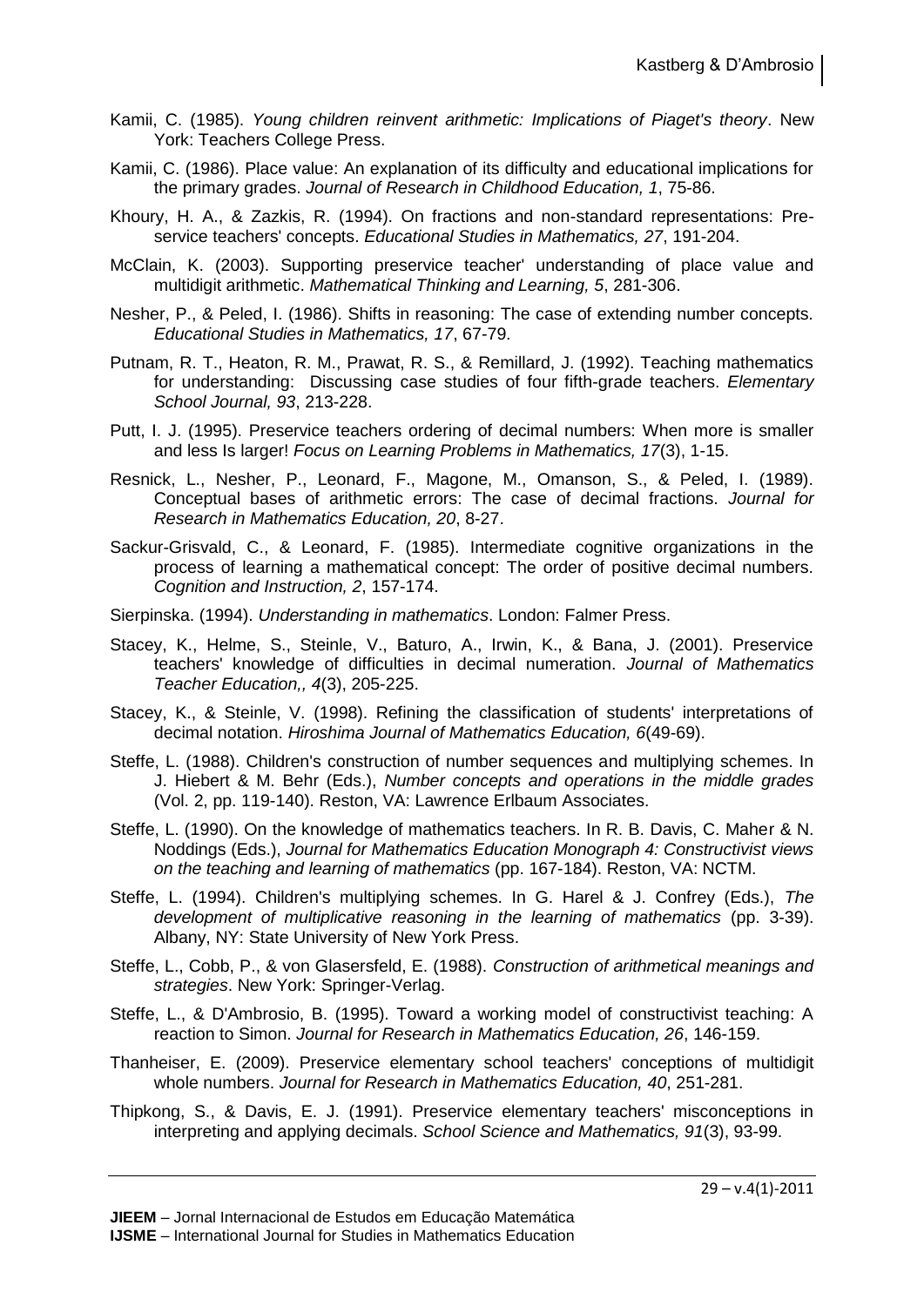Kamii, C. (1985). *Young children reinvent arithmetic: Implications of Piaget's theory*. New York: Teachers College Press.

Kamii, C. (1986). Place value: An explanation of its difficulty and educational implications for the primary grades. *Journal of Research in Childhood Education, 1*, 75-86.

Khoury, H. A., & Zazkis, R. (1994). On fractions and non-standard representations: Pre-service teachers' concepts. *Educational Studies in Mathematics, 27*, 191-204.

McClain, K. (2003). Supporting preservice teacher' understanding of place value and multidigit arithmetic. *Mathematical Thinking and Learning, 5*, 281-306.

Nesher, P., & Peled, I. (1986). Shifts in reasoning: The case of extending number concepts. *Educational Studies in Mathematics, 17*, 67-79.

Putnam, R. T., Heaton, R. M., Prawat, R. S., & Remillard, J. (1992). Teaching mathematics for understanding: Discussing case studies of four fifth-grade teachers. *Elementary School Journal, 93*, 213-228.

Putt, I. J. (1995). Preservice teachers ordering of decimal numbers: When more is smaller and less Is larger! *Focus on Learning Problems in Mathematics, 17*(3), 1-15.

Resnick, L., Nesher, P., Leonard, F., Magone, M., Omanson, S., & Peled, I. (1989). Conceptual bases of arithmetic errors: The case of decimal fractions. *Journal for Research in Mathematics Education, 20*, 8-27.

Sackur-Grisvald, C., & Leonard, F. (1985). Intermediate cognitive organizations in the process of learning a mathematical concept: The order of positive decimal numbers. *Cognition and Instruction, 2*, 157-174.

Sierpinska. (1994). *Understanding in mathematics*. London: Falmer Press.

Stacey, K., Helme, S., Steinle, V., Baturo, A., Irwin, K., & Bana, J. (2001). Preservice teachers' knowledge of difficulties in decimal numeration. *Journal of Mathematics Teacher Education,, 4*(3), 205-225.

Stacey, K., & Steinle, V. (1998). Refining the classification of students' interpretations of decimal notation. *Hiroshima Journal of Mathematics Education, 6*(49-69).

Steffe, L. (1988). Children's construction of number sequences and multiplying schemes. In J. Hiebert & M. Behr (Eds.), *Number concepts and operations in the middle grades* (Vol. 2, pp. 119-140). Reston, VA: Lawrence Erlbaum Associates.

Steffe, L. (1990). On the knowledge of mathematics teachers. In R. B. Davis, C. Maher & N. Noddings (Eds.), *Journal for Mathematics Education Monograph 4: Constructivist views on the teaching and learning of mathematics* (pp. 167-184). Reston, VA: NCTM.

Steffe, L. (1994). Children's multiplying schemes. In G. Harel & J. Confrey (Eds.), *The development of multiplicative reasoning in the learning of mathematics* (pp. 3-39). Albany, NY: State University of New York Press.

Steffe, L., Cobb, P., & von Glasersfeld, E. (1988). *Construction of arithmetical meanings and strategies*. New York: Springer-Verlag.

Steffe, L., & D'Ambrosio, B. (1995). Toward a working model of constructivist teaching: A reaction to Simon. *Journal for Research in Mathematics Education, 26*, 146-159.

Thanheiser, E. (2009). Preservice elementary school teachers' conceptions of multidigit whole numbers. *Journal for Research in Mathematics Education, 40*, 251-281.

Thipkong, S., & Davis, E. J. (1991). Preservice elementary teachers' misconceptions in interpreting and applying decimals. *School Science and Mathematics, 91*(3), 93-99.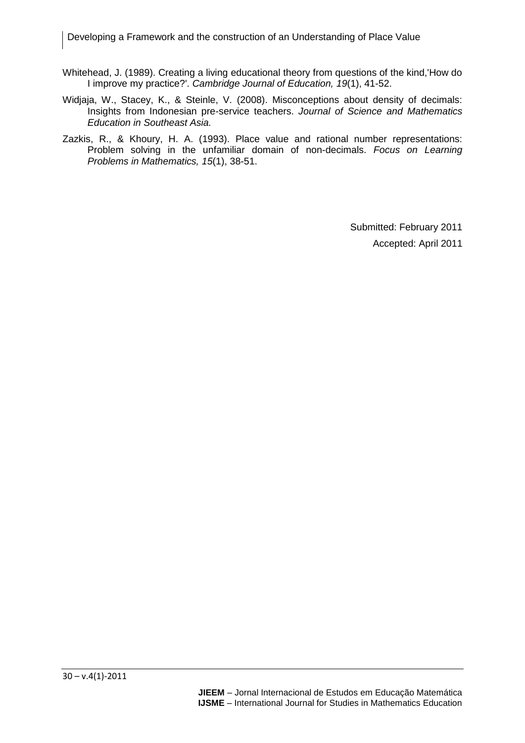Whitehead, J. (1989). Creating a living educational theory from questions of the kind,'How do I improve my practice?'. *Cambridge Journal of Education, 19*(1), 41-52.

Widjaja, W., Stacey, K., & Steinle, V. (2008). Misconceptions about density of decimals: Insights from Indonesian pre-service teachers. *Journal of Science and Mathematics Education in Southeast Asia.*

Zazkis, R., & Khoury, H. A. (1993). Place value and rational number representations: Problem solving in the unfamiliar domain of non-decimals. *Focus on Learning Problems in Mathematics, 15*(1), 38-51.

Submitted: February 2011

Accepted: April 2011